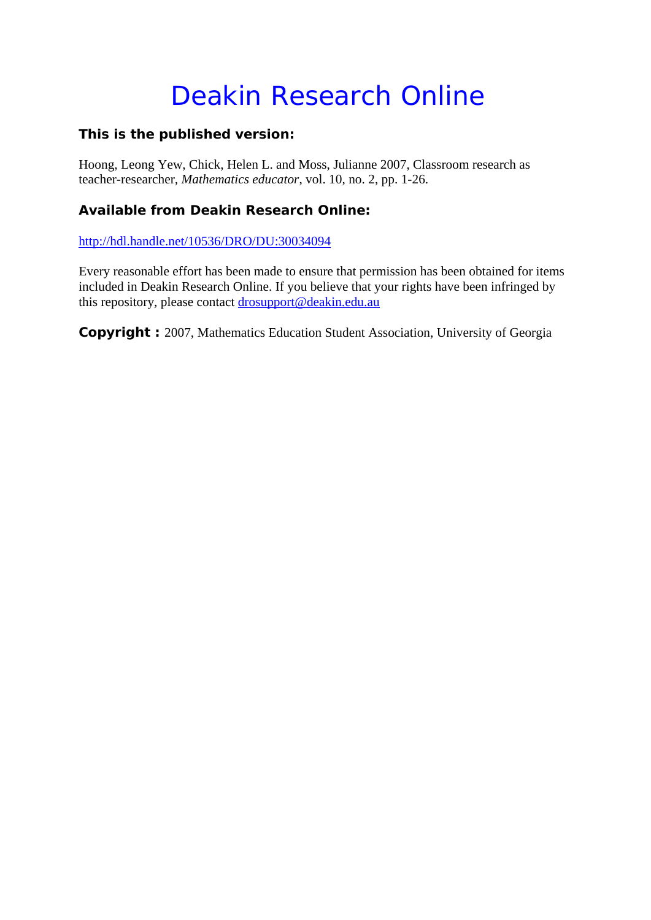# Deakin Research Online

### This is the published version:

Hoong, Leong Yew, Chick, Helen L. and Moss, Julianne 2007, Classroom research as teacher-researcher, *Mathematics educator*, vol. 10, no. 2, pp. 1-26.

### Available from Deakin Research Online:

http://hdl.handle.net/10536/DRO/DU:30034094

Every reasonable effort has been made to ensure that permission has been obtained for items included in Deakin Research Online. If you believe that your rights have been infringed by this repository, please contact drosupport@deakin.edu.au

**Copyright :** 2007, Mathematics Education Student Association, University of Georgia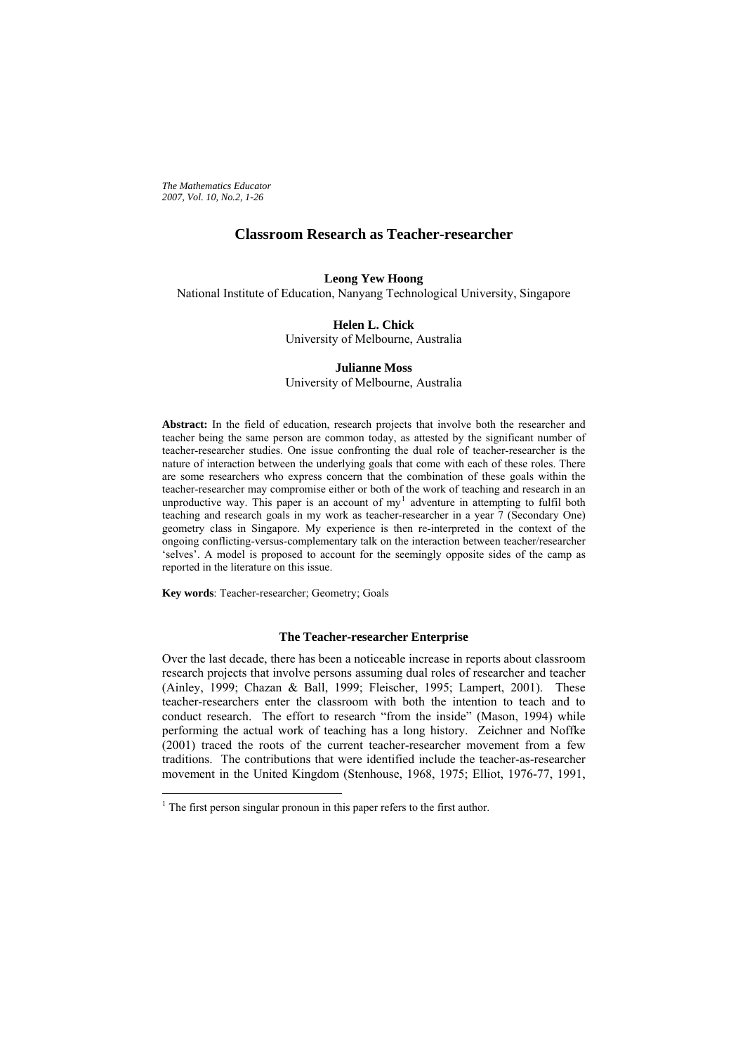# Classroom Research as Teacher-researcher

**Leong Yew Hoong**
National Institute of Education, Nanyang Technological University, Singapore

**Helen L. Chick**
University of Melbourne, Australia

**Julianne Moss**
University of Melbourne, Australia

**Abstract:** In the field of education, research projects that involve both the researcher and teacher being the same person are common today, as attested by the significant number of teacher-researcher studies. One issue confronting the dual role of teacher-researcher is the nature of interaction between the underlying goals that come with each of these roles. There are some researchers who express concern that the combination of these goals within the teacher-researcher may compromise either or both of the work of teaching and research in an unproductive way. This paper is an account of my[1] adventure in attempting to fulfil both teaching and research goals in my work as teacher-researcher in a year 7 (Secondary One) geometry class in Singapore. My experience is then re-interpreted in the context of the ongoing conflicting-versus-complementary talk on the interaction between teacher/researcher 'selves'. A model is proposed to account for the seemingly opposite sides of the camp as reported in the literature on this issue.

**Key words**: Teacher-researcher; Geometry; Goals

## The Teacher-researcher Enterprise

Over the last decade, there has been a noticeable increase in reports about classroom research projects that involve persons assuming dual roles of researcher and teacher (Ainley, 1999; Chazan & Ball, 1999; Fleischer, 1995; Lampert, 2001). These teacher-researchers enter the classroom with both the intention to teach and to conduct research. The effort to research "from the inside" (Mason, 1994) while performing the actual work of teaching has a long history. Zeichner and Noffke (2001) traced the roots of the current teacher-researcher movement from a few traditions. The contributions that were identified include the teacher-as-researcher movement in the United Kingdom (Stenhouse, 1968, 1975; Elliot, 1976-77, 1991,

---

[1] The first person singular pronoun in this paper refers to the first author.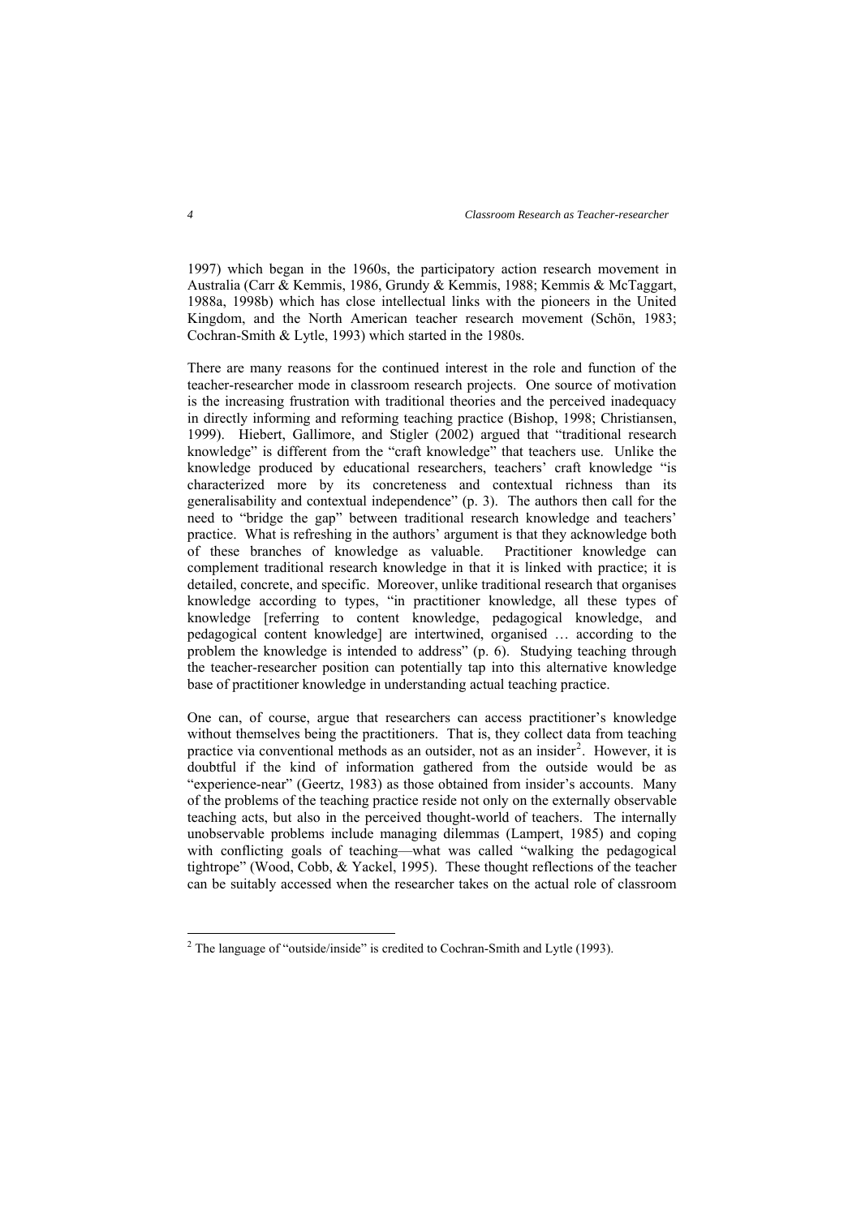1997) which began in the 1960s, the participatory action research movement in Australia (Carr & Kemmis, 1986, Grundy & Kemmis, 1988; Kemmis & McTaggart, 1988a, 1998b) which has close intellectual links with the pioneers in the United Kingdom, and the North American teacher research movement (Schön, 1983; Cochran-Smith & Lytle, 1993) which started in the 1980s.

There are many reasons for the continued interest in the role and function of the teacher-researcher mode in classroom research projects. One source of motivation is the increasing frustration with traditional theories and the perceived inadequacy in directly informing and reforming teaching practice (Bishop, 1998; Christiansen, 1999). Hiebert, Gallimore, and Stigler (2002) argued that "traditional research knowledge" is different from the "craft knowledge" that teachers use. Unlike the knowledge produced by educational researchers, teachers' craft knowledge "is characterized more by its concreteness and contextual richness than its generalisability and contextual independence" (p. 3). The authors then call for the need to "bridge the gap" between traditional research knowledge and teachers' practice. What is refreshing in the authors' argument is that they acknowledge both of these branches of knowledge as valuable. Practitioner knowledge can complement traditional research knowledge in that it is linked with practice; it is detailed, concrete, and specific. Moreover, unlike traditional research that organises knowledge according to types, "in practitioner knowledge, all these types of knowledge [referring to content knowledge, pedagogical knowledge, and pedagogical content knowledge] are intertwined, organised … according to the problem the knowledge is intended to address" (p. 6). Studying teaching through the teacher-researcher position can potentially tap into this alternative knowledge base of practitioner knowledge in understanding actual teaching practice.

One can, of course, argue that researchers can access practitioner's knowledge without themselves being the practitioners. That is, they collect data from teaching practice via conventional methods as an outsider, not as an insider[2]. However, it is doubtful if the kind of information gathered from the outside would be as "experience-near" (Geertz, 1983) as those obtained from insider's accounts. Many of the problems of the teaching practice reside not only on the externally observable teaching acts, but also in the perceived thought-world of teachers. The internally unobservable problems include managing dilemmas (Lampert, 1985) and coping with conflicting goals of teaching—what was called "walking the pedagogical tightrope" (Wood, Cobb, & Yackel, 1995). These thought reflections of the teacher can be suitably accessed when the researcher takes on the actual role of classroom

[2] The language of "outside/inside" is credited to Cochran-Smith and Lytle (1993).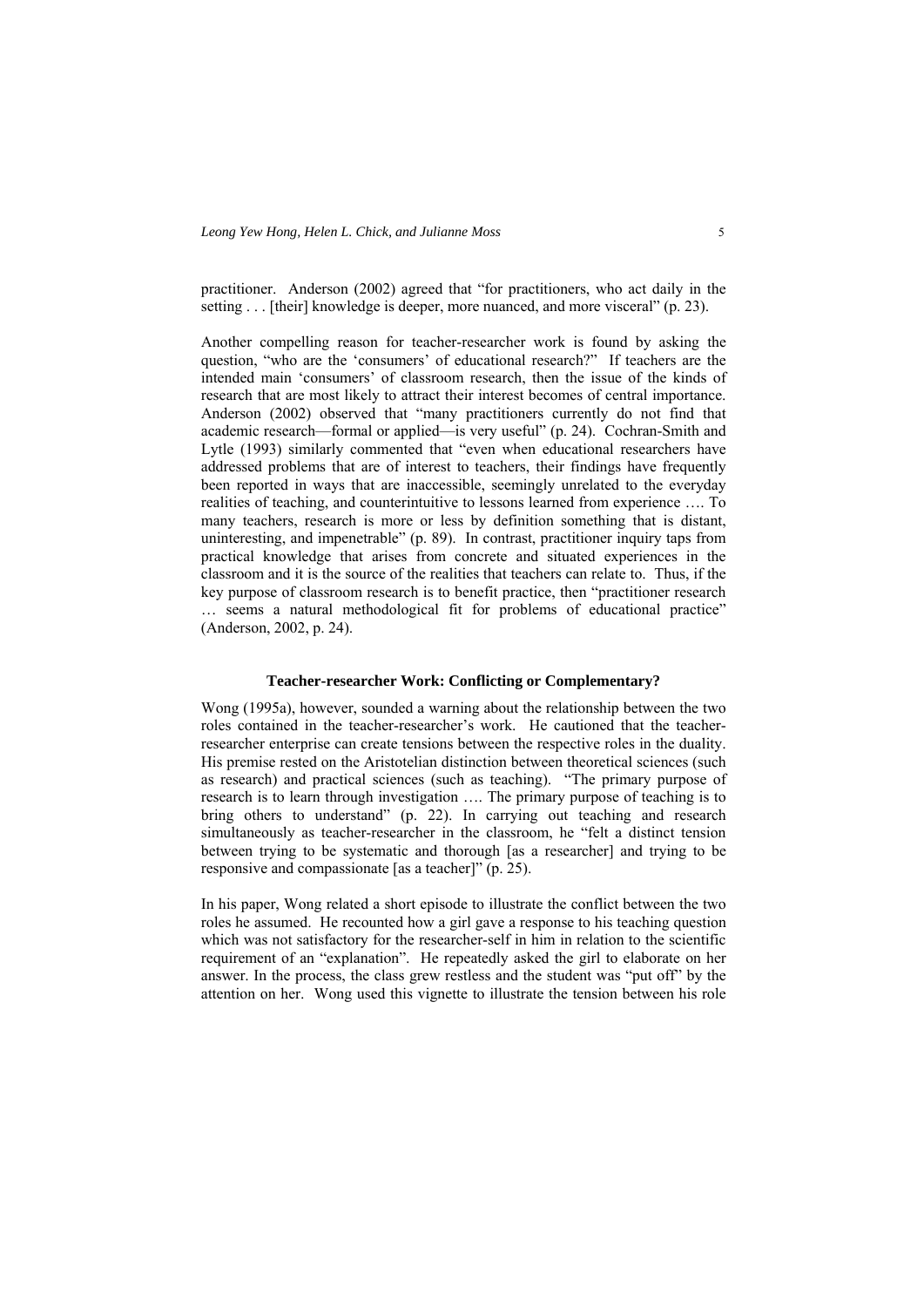practitioner. Anderson (2002) agreed that "for practitioners, who act daily in the setting . . . [their] knowledge is deeper, more nuanced, and more visceral" (p. 23).

Another compelling reason for teacher-researcher work is found by asking the question, "who are the 'consumers' of educational research?" If teachers are the intended main 'consumers' of classroom research, then the issue of the kinds of research that are most likely to attract their interest becomes of central importance. Anderson (2002) observed that "many practitioners currently do not find that academic research—formal or applied—is very useful" (p. 24). Cochran-Smith and Lytle (1993) similarly commented that "even when educational researchers have addressed problems that are of interest to teachers, their findings have frequently been reported in ways that are inaccessible, seemingly unrelated to the everyday realities of teaching, and counterintuitive to lessons learned from experience …. To many teachers, research is more or less by definition something that is distant, uninteresting, and impenetrable" (p. 89). In contrast, practitioner inquiry taps from practical knowledge that arises from concrete and situated experiences in the classroom and it is the source of the realities that teachers can relate to. Thus, if the key purpose of classroom research is to benefit practice, then "practitioner research … seems a natural methodological fit for problems of educational practice" (Anderson, 2002, p. 24).

## Teacher-researcher Work: Conflicting or Complementary?

Wong (1995a), however, sounded a warning about the relationship between the two roles contained in the teacher-researcher's work. He cautioned that the teacher-researcher enterprise can create tensions between the respective roles in the duality. His premise rested on the Aristotelian distinction between theoretical sciences (such as research) and practical sciences (such as teaching). "The primary purpose of research is to learn through investigation …. The primary purpose of teaching is to bring others to understand" (p. 22). In carrying out teaching and research simultaneously as teacher-researcher in the classroom, he "felt a distinct tension between trying to be systematic and thorough [as a researcher] and trying to be responsive and compassionate [as a teacher]" (p. 25).

In his paper, Wong related a short episode to illustrate the conflict between the two roles he assumed. He recounted how a girl gave a response to his teaching question which was not satisfactory for the researcher-self in him in relation to the scientific requirement of an "explanation". He repeatedly asked the girl to elaborate on her answer. In the process, the class grew restless and the student was "put off" by the attention on her. Wong used this vignette to illustrate the tension between his role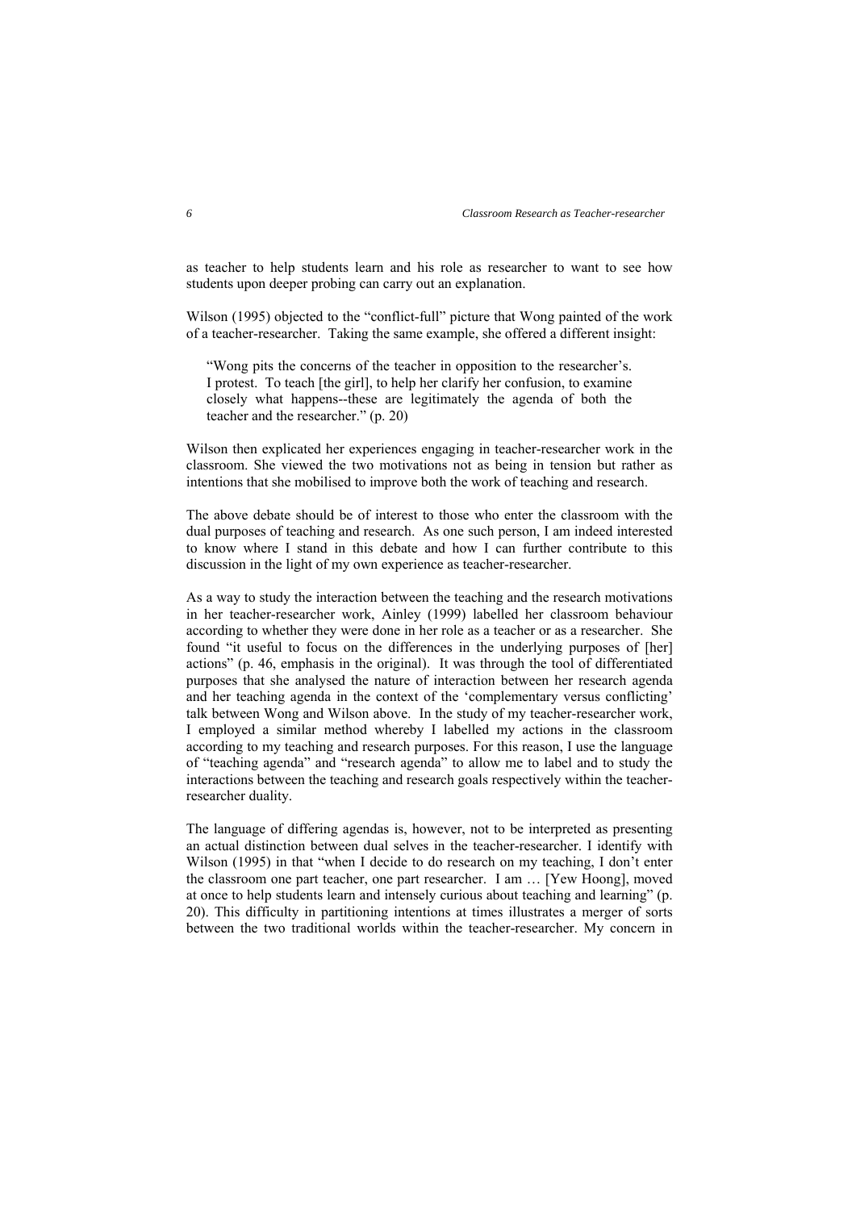as teacher to help students learn and his role as researcher to want to see how students upon deeper probing can carry out an explanation.

Wilson (1995) objected to the "conflict-full" picture that Wong painted of the work of a teacher-researcher. Taking the same example, she offered a different insight:

> "Wong pits the concerns of the teacher in opposition to the researcher's. I protest. To teach [the girl], to help her clarify her confusion, to examine closely what happens--these are legitimately the agenda of both the teacher and the researcher." (p. 20)

Wilson then explicated her experiences engaging in teacher-researcher work in the classroom. She viewed the two motivations not as being in tension but rather as intentions that she mobilised to improve both the work of teaching and research.

The above debate should be of interest to those who enter the classroom with the dual purposes of teaching and research. As one such person, I am indeed interested to know where I stand in this debate and how I can further contribute to this discussion in the light of my own experience as teacher-researcher.

As a way to study the interaction between the teaching and the research motivations in her teacher-researcher work, Ainley (1999) labelled her classroom behaviour according to whether they were done in her role as a teacher or as a researcher. She found "it useful to focus on the differences in the underlying purposes of [her] actions" (p. 46, emphasis in the original). It was through the tool of differentiated purposes that she analysed the nature of interaction between her research agenda and her teaching agenda in the context of the 'complementary versus conflicting' talk between Wong and Wilson above. In the study of my teacher-researcher work, I employed a similar method whereby I labelled my actions in the classroom according to my teaching and research purposes. For this reason, I use the language of "teaching agenda" and "research agenda" to allow me to label and to study the interactions between the teaching and research goals respectively within the teacher-researcher duality.

The language of differing agendas is, however, not to be interpreted as presenting an actual distinction between dual selves in the teacher-researcher. I identify with Wilson (1995) in that "when I decide to do research on my teaching, I don't enter the classroom one part teacher, one part researcher. I am … [Yew Hoong], moved at once to help students learn and intensely curious about teaching and learning" (p. 20). This difficulty in partitioning intentions at times illustrates a merger of sorts between the two traditional worlds within the teacher-researcher. My concern in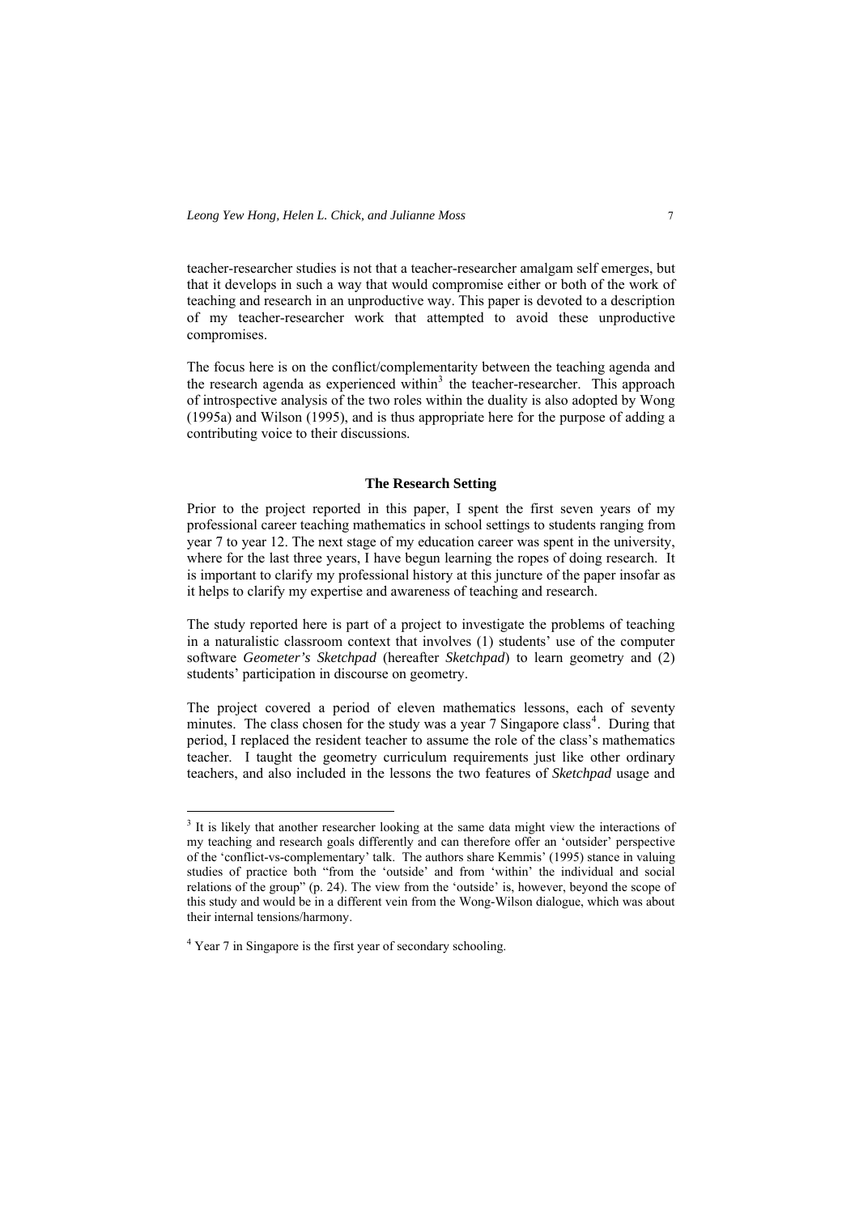teacher-researcher studies is not that a teacher-researcher amalgam self emerges, but that it develops in such a way that would compromise either or both of the work of teaching and research in an unproductive way. This paper is devoted to a description of my teacher-researcher work that attempted to avoid these unproductive compromises.

The focus here is on the conflict/complementarity between the teaching agenda and the research agenda as experienced within[3] the teacher-researcher. This approach of introspective analysis of the two roles within the duality is also adopted by Wong (1995a) and Wilson (1995), and is thus appropriate here for the purpose of adding a contributing voice to their discussions.

## The Research Setting

Prior to the project reported in this paper, I spent the first seven years of my professional career teaching mathematics in school settings to students ranging from year 7 to year 12. The next stage of my education career was spent in the university, where for the last three years, I have begun learning the ropes of doing research. It is important to clarify my professional history at this juncture of the paper insofar as it helps to clarify my expertise and awareness of teaching and research.

The study reported here is part of a project to investigate the problems of teaching in a naturalistic classroom context that involves (1) students' use of the computer software *Geometer's Sketchpad* (hereafter *Sketchpad*) to learn geometry and (2) students' participation in discourse on geometry.

The project covered a period of eleven mathematics lessons, each of seventy minutes. The class chosen for the study was a year 7 Singapore class[4]. During that period, I replaced the resident teacher to assume the role of the class's mathematics teacher. I taught the geometry curriculum requirements just like other ordinary teachers, and also included in the lessons the two features of *Sketchpad* usage and

---

[3] It is likely that another researcher looking at the same data might view the interactions of my teaching and research goals differently and can therefore offer an 'outsider' perspective of the 'conflict-vs-complementary' talk. The authors share Kemmis' (1995) stance in valuing studies of practice both "from the 'outside' and from 'within' the individual and social relations of the group" (p. 24). The view from the 'outside' is, however, beyond the scope of this study and would be in a different vein from the Wong-Wilson dialogue, which was about their internal tensions/harmony.

[4] Year 7 in Singapore is the first year of secondary schooling.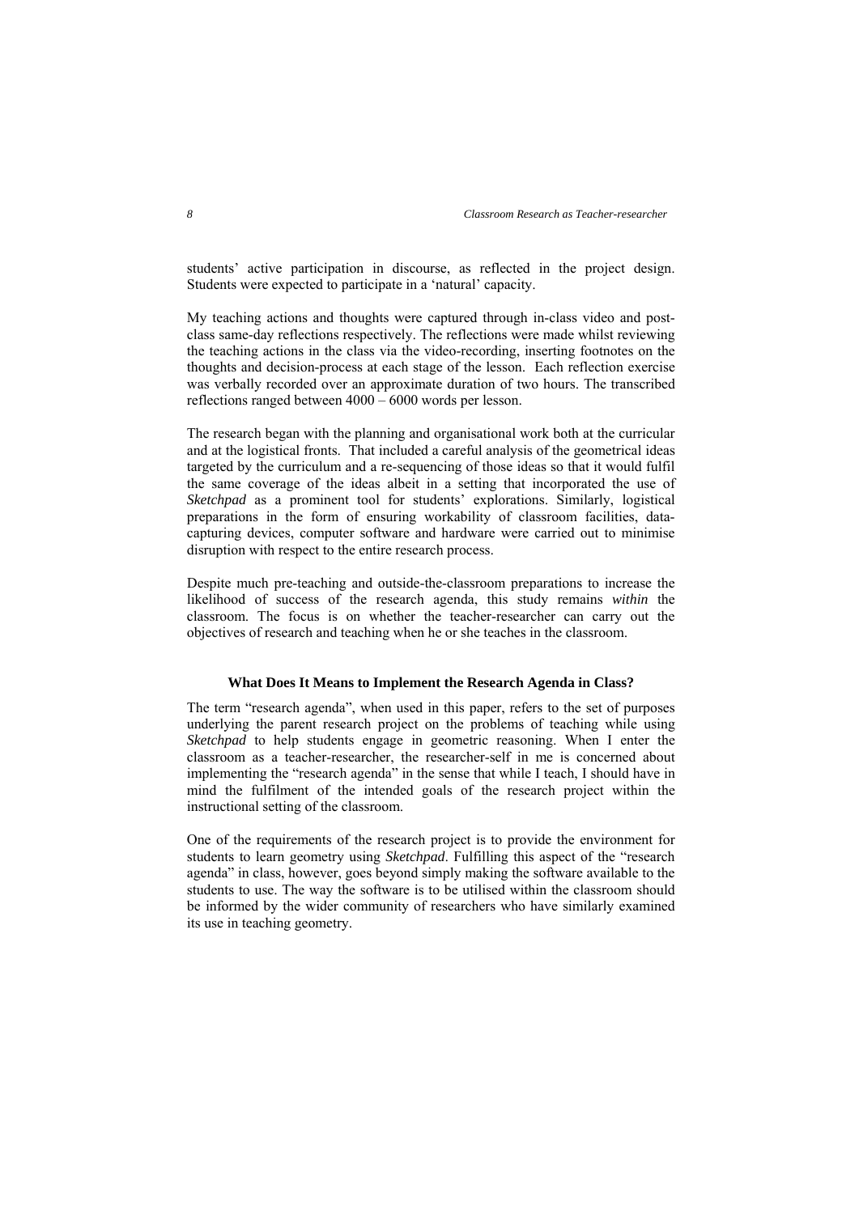students' active participation in discourse, as reflected in the project design. Students were expected to participate in a 'natural' capacity.

My teaching actions and thoughts were captured through in-class video and post-class same-day reflections respectively. The reflections were made whilst reviewing the teaching actions in the class via the video-recording, inserting footnotes on the thoughts and decision-process at each stage of the lesson. Each reflection exercise was verbally recorded over an approximate duration of two hours. The transcribed reflections ranged between 4000 – 6000 words per lesson.

The research began with the planning and organisational work both at the curricular and at the logistical fronts. That included a careful analysis of the geometrical ideas targeted by the curriculum and a re-sequencing of those ideas so that it would fulfil the same coverage of the ideas albeit in a setting that incorporated the use of *Sketchpad* as a prominent tool for students' explorations. Similarly, logistical preparations in the form of ensuring workability of classroom facilities, data-capturing devices, computer software and hardware were carried out to minimise disruption with respect to the entire research process.

Despite much pre-teaching and outside-the-classroom preparations to increase the likelihood of success of the research agenda, this study remains *within* the classroom. The focus is on whether the teacher-researcher can carry out the objectives of research and teaching when he or she teaches in the classroom.

## What Does It Means to Implement the Research Agenda in Class?

The term "research agenda", when used in this paper, refers to the set of purposes underlying the parent research project on the problems of teaching while using *Sketchpad* to help students engage in geometric reasoning. When I enter the classroom as a teacher-researcher, the researcher-self in me is concerned about implementing the "research agenda" in the sense that while I teach, I should have in mind the fulfilment of the intended goals of the research project within the instructional setting of the classroom.

One of the requirements of the research project is to provide the environment for students to learn geometry using *Sketchpad*. Fulfilling this aspect of the "research agenda" in class, however, goes beyond simply making the software available to the students to use. The way the software is to be utilised within the classroom should be informed by the wider community of researchers who have similarly examined its use in teaching geometry.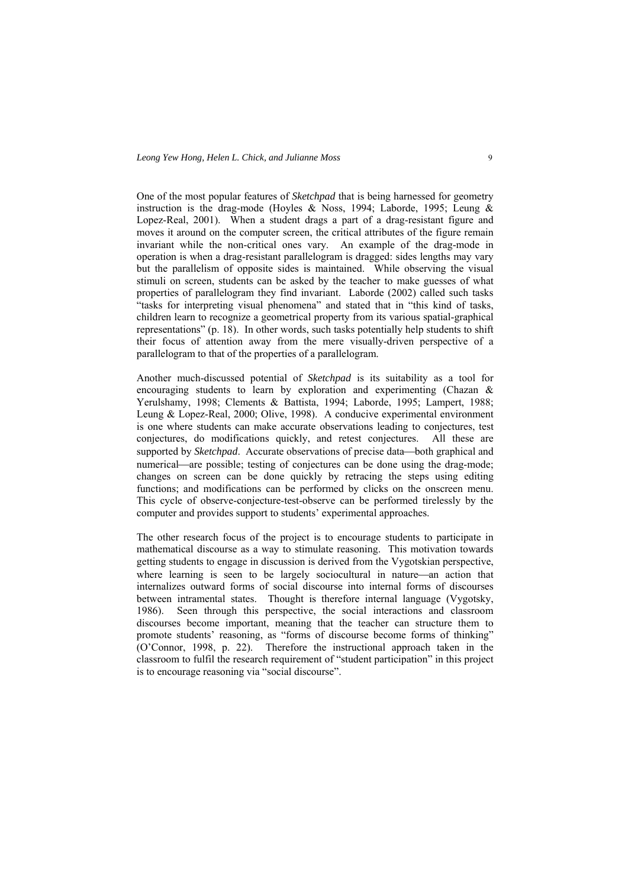One of the most popular features of *Sketchpad* that is being harnessed for geometry instruction is the drag-mode (Hoyles & Noss, 1994; Laborde, 1995; Leung & Lopez-Real, 2001). When a student drags a part of a drag-resistant figure and moves it around on the computer screen, the critical attributes of the figure remain invariant while the non-critical ones vary. An example of the drag-mode in operation is when a drag-resistant parallelogram is dragged: sides lengths may vary but the parallelism of opposite sides is maintained. While observing the visual stimuli on screen, students can be asked by the teacher to make guesses of what properties of parallelogram they find invariant. Laborde (2002) called such tasks "tasks for interpreting visual phenomena" and stated that in "this kind of tasks, children learn to recognize a geometrical property from its various spatial-graphical representations" (p. 18). In other words, such tasks potentially help students to shift their focus of attention away from the mere visually-driven perspective of a parallelogram to that of the properties of a parallelogram.

Another much-discussed potential of *Sketchpad* is its suitability as a tool for encouraging students to learn by exploration and experimenting (Chazan & Yerulshamy, 1998; Clements & Battista, 1994; Laborde, 1995; Lampert, 1988; Leung & Lopez-Real, 2000; Olive, 1998). A conducive experimental environment is one where students can make accurate observations leading to conjectures, test conjectures, do modifications quickly, and retest conjectures. All these are supported by *Sketchpad*. Accurate observations of precise data—both graphical and numerical—are possible; testing of conjectures can be done using the drag-mode; changes on screen can be done quickly by retracing the steps using editing functions; and modifications can be performed by clicks on the onscreen menu. This cycle of observe-conjecture-test-observe can be performed tirelessly by the computer and provides support to students' experimental approaches.

The other research focus of the project is to encourage students to participate in mathematical discourse as a way to stimulate reasoning. This motivation towards getting students to engage in discussion is derived from the Vygotskian perspective, where learning is seen to be largely sociocultural in nature—an action that internalizes outward forms of social discourse into internal forms of discourses between intramental states. Thought is therefore internal language (Vygotsky, 1986). Seen through this perspective, the social interactions and classroom discourses become important, meaning that the teacher can structure them to promote students' reasoning, as "forms of discourse become forms of thinking" (O'Connor, 1998, p. 22). Therefore the instructional approach taken in the classroom to fulfil the research requirement of "student participation" in this project is to encourage reasoning via "social discourse".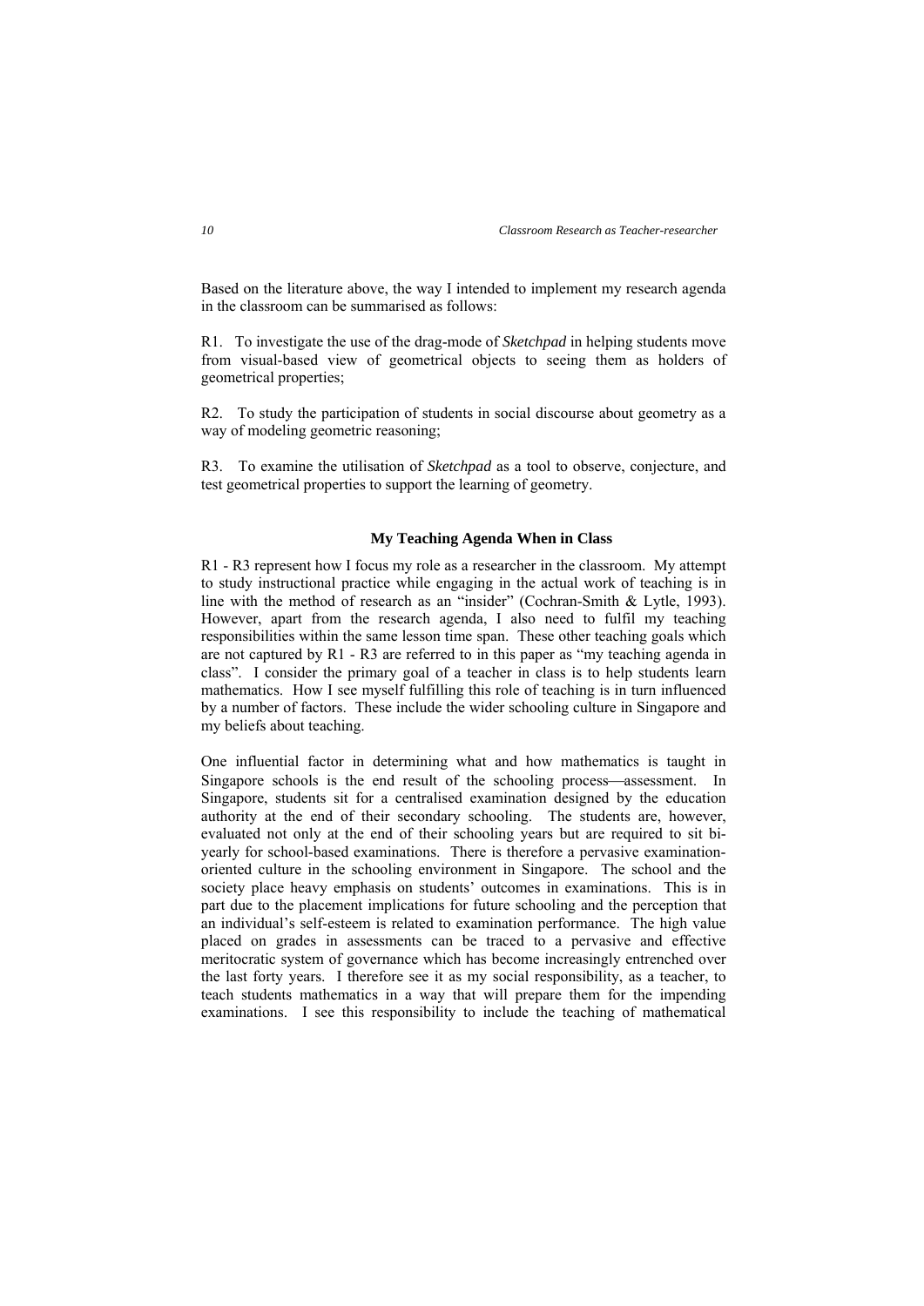Based on the literature above, the way I intended to implement my research agenda in the classroom can be summarised as follows:

R1. To investigate the use of the drag-mode of *Sketchpad* in helping students move from visual-based view of geometrical objects to seeing them as holders of geometrical properties;

R2. To study the participation of students in social discourse about geometry as a way of modeling geometric reasoning;

R3. To examine the utilisation of *Sketchpad* as a tool to observe, conjecture, and test geometrical properties to support the learning of geometry.

### My Teaching Agenda When in Class

R1 - R3 represent how I focus my role as a researcher in the classroom. My attempt to study instructional practice while engaging in the actual work of teaching is in line with the method of research as an "insider" (Cochran-Smith & Lytle, 1993). However, apart from the research agenda, I also need to fulfil my teaching responsibilities within the same lesson time span. These other teaching goals which are not captured by R1 - R3 are referred to in this paper as "my teaching agenda in class". I consider the primary goal of a teacher in class is to help students learn mathematics. How I see myself fulfilling this role of teaching is in turn influenced by a number of factors. These include the wider schooling culture in Singapore and my beliefs about teaching.

One influential factor in determining what and how mathematics is taught in Singapore schools is the end result of the schooling process—assessment. In Singapore, students sit for a centralised examination designed by the education authority at the end of their secondary schooling. The students are, however, evaluated not only at the end of their schooling years but are required to sit bi-yearly for school-based examinations. There is therefore a pervasive examination-oriented culture in the schooling environment in Singapore. The school and the society place heavy emphasis on students' outcomes in examinations. This is in part due to the placement implications for future schooling and the perception that an individual's self-esteem is related to examination performance. The high value placed on grades in assessments can be traced to a pervasive and effective meritocratic system of governance which has become increasingly entrenched over the last forty years. I therefore see it as my social responsibility, as a teacher, to teach students mathematics in a way that will prepare them for the impending examinations. I see this responsibility to include the teaching of mathematical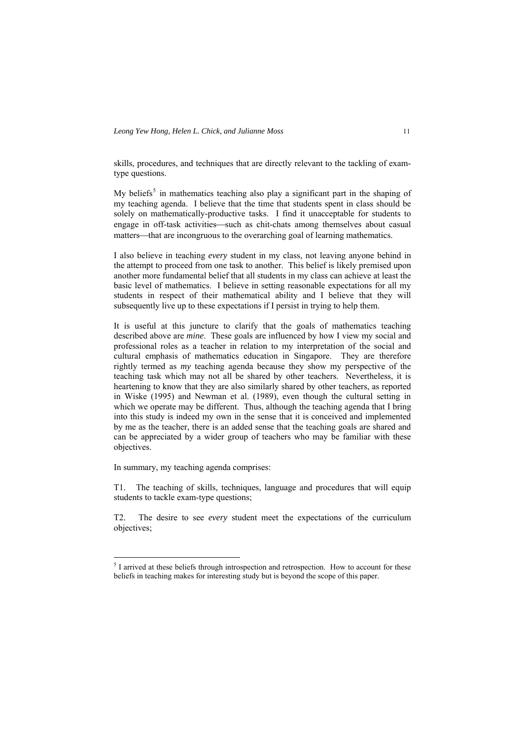skills, procedures, and techniques that are directly relevant to the tackling of exam-type questions.

My beliefs[5] in mathematics teaching also play a significant part in the shaping of my teaching agenda. I believe that the time that students spent in class should be solely on mathematically-productive tasks. I find it unacceptable for students to engage in off-task activities—such as chit-chats among themselves about casual matters—that are incongruous to the overarching goal of learning mathematics.

I also believe in teaching *every* student in my class, not leaving anyone behind in the attempt to proceed from one task to another. This belief is likely premised upon another more fundamental belief that all students in my class can achieve at least the basic level of mathematics. I believe in setting reasonable expectations for all my students in respect of their mathematical ability and I believe that they will subsequently live up to these expectations if I persist in trying to help them.

It is useful at this juncture to clarify that the goals of mathematics teaching described above are *mine*. These goals are influenced by how I view my social and professional roles as a teacher in relation to my interpretation of the social and cultural emphasis of mathematics education in Singapore. They are therefore rightly termed as *my* teaching agenda because they show my perspective of the teaching task which may not all be shared by other teachers. Nevertheless, it is heartening to know that they are also similarly shared by other teachers, as reported in Wiske (1995) and Newman et al. (1989), even though the cultural setting in which we operate may be different. Thus, although the teaching agenda that I bring into this study is indeed my own in the sense that it is conceived and implemented by me as the teacher, there is an added sense that the teaching goals are shared and can be appreciated by a wider group of teachers who may be familiar with these objectives.

In summary, my teaching agenda comprises:

T1. The teaching of skills, techniques, language and procedures that will equip students to tackle exam-type questions;

T2. The desire to see *every* student meet the expectations of the curriculum objectives;

---

[5] I arrived at these beliefs through introspection and retrospection. How to account for these beliefs in teaching makes for interesting study but is beyond the scope of this paper.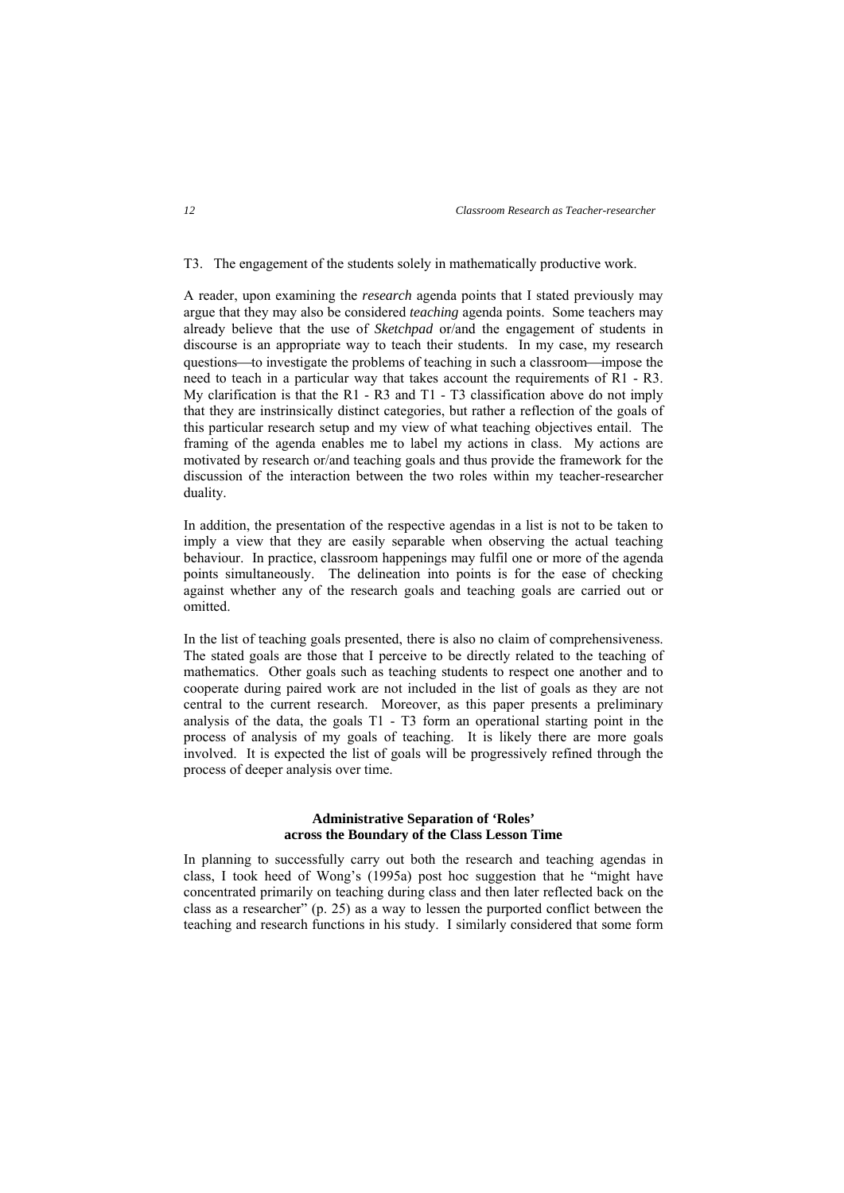T3. The engagement of the students solely in mathematically productive work.

A reader, upon examining the *research* agenda points that I stated previously may argue that they may also be considered *teaching* agenda points. Some teachers may already believe that the use of *Sketchpad* or/and the engagement of students in discourse is an appropriate way to teach their students. In my case, my research questions—to investigate the problems of teaching in such a classroom—impose the need to teach in a particular way that takes account the requirements of R1 - R3. My clarification is that the R1 - R3 and T1 - T3 classification above do not imply that they are instrinsically distinct categories, but rather a reflection of the goals of this particular research setup and my view of what teaching objectives entail. The framing of the agenda enables me to label my actions in class. My actions are motivated by research or/and teaching goals and thus provide the framework for the discussion of the interaction between the two roles within my teacher-researcher duality.

In addition, the presentation of the respective agendas in a list is not to be taken to imply a view that they are easily separable when observing the actual teaching behaviour. In practice, classroom happenings may fulfil one or more of the agenda points simultaneously. The delineation into points is for the ease of checking against whether any of the research goals and teaching goals are carried out or omitted.

In the list of teaching goals presented, there is also no claim of comprehensiveness. The stated goals are those that I perceive to be directly related to the teaching of mathematics. Other goals such as teaching students to respect one another and to cooperate during paired work are not included in the list of goals as they are not central to the current research. Moreover, as this paper presents a preliminary analysis of the data, the goals T1 - T3 form an operational starting point in the process of analysis of my goals of teaching. It is likely there are more goals involved. It is expected the list of goals will be progressively refined through the process of deeper analysis over time.

## Administrative Separation of 'Roles' across the Boundary of the Class Lesson Time

In planning to successfully carry out both the research and teaching agendas in class, I took heed of Wong's (1995a) post hoc suggestion that he "might have concentrated primarily on teaching during class and then later reflected back on the class as a researcher" (p. 25) as a way to lessen the purported conflict between the teaching and research functions in his study. I similarly considered that some form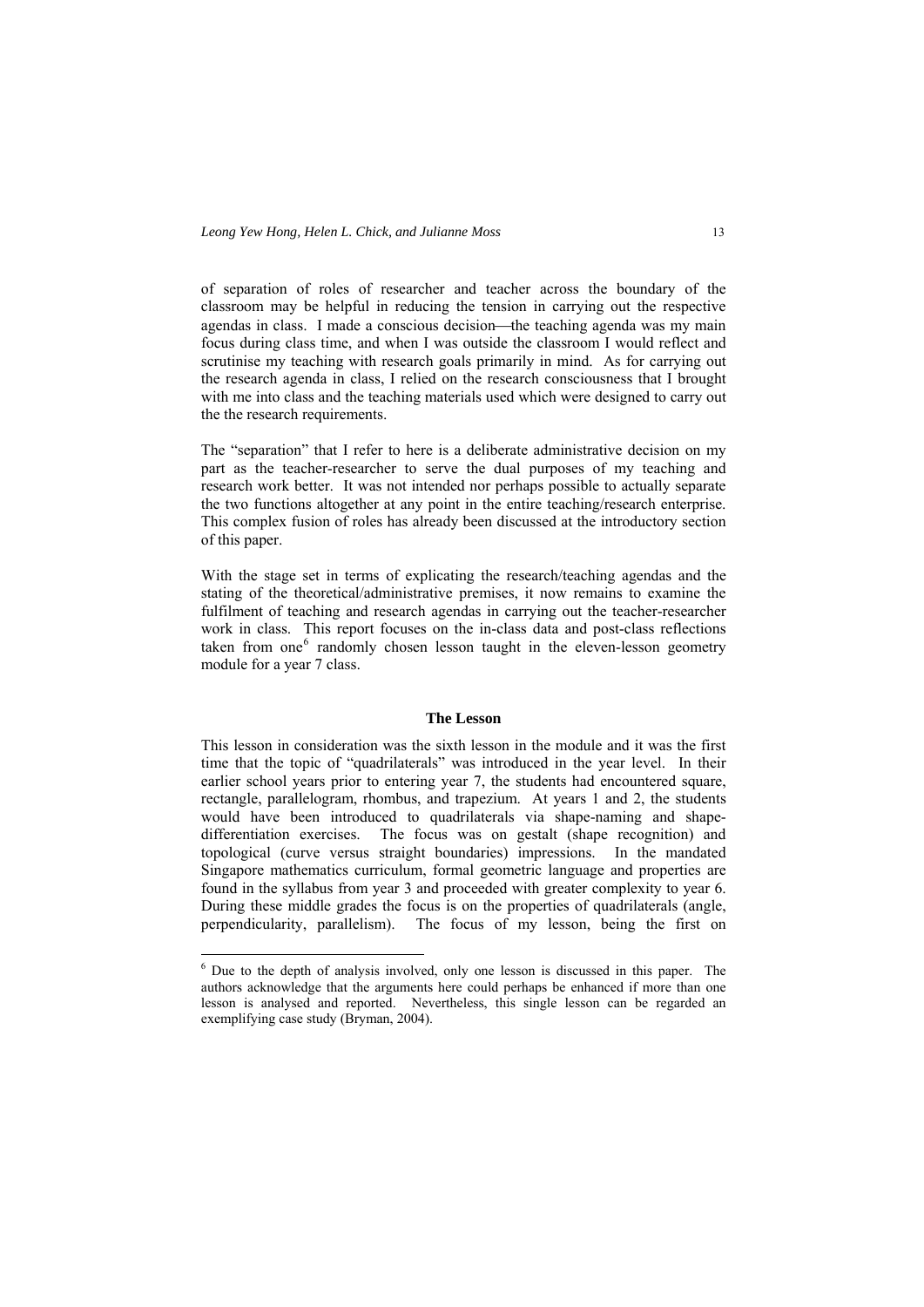of separation of roles of researcher and teacher across the boundary of the classroom may be helpful in reducing the tension in carrying out the respective agendas in class. I made a conscious decision—the teaching agenda was my main focus during class time, and when I was outside the classroom I would reflect and scrutinise my teaching with research goals primarily in mind. As for carrying out the research agenda in class, I relied on the research consciousness that I brought with me into class and the teaching materials used which were designed to carry out the the research requirements.

The "separation" that I refer to here is a deliberate administrative decision on my part as the teacher-researcher to serve the dual purposes of my teaching and research work better. It was not intended nor perhaps possible to actually separate the two functions altogether at any point in the entire teaching/research enterprise. This complex fusion of roles has already been discussed at the introductory section of this paper.

With the stage set in terms of explicating the research/teaching agendas and the stating of the theoretical/administrative premises, it now remains to examine the fulfilment of teaching and research agendas in carrying out the teacher-researcher work in class. This report focuses on the in-class data and post-class reflections taken from one[6] randomly chosen lesson taught in the eleven-lesson geometry module for a year 7 class.

## The Lesson

This lesson in consideration was the sixth lesson in the module and it was the first time that the topic of "quadrilaterals" was introduced in the year level. In their earlier school years prior to entering year 7, the students had encountered square, rectangle, parallelogram, rhombus, and trapezium. At years 1 and 2, the students would have been introduced to quadrilaterals via shape-naming and shape-differentiation exercises. The focus was on gestalt (shape recognition) and topological (curve versus straight boundaries) impressions. In the mandated Singapore mathematics curriculum, formal geometric language and properties are found in the syllabus from year 3 and proceeded with greater complexity to year 6. During these middle grades the focus is on the properties of quadrilaterals (angle, perpendicularity, parallelism). The focus of my lesson, being the first on

[6] Due to the depth of analysis involved, only one lesson is discussed in this paper. The authors acknowledge that the arguments here could perhaps be enhanced if more than one lesson is analysed and reported. Nevertheless, this single lesson can be regarded an exemplifying case study (Bryman, 2004).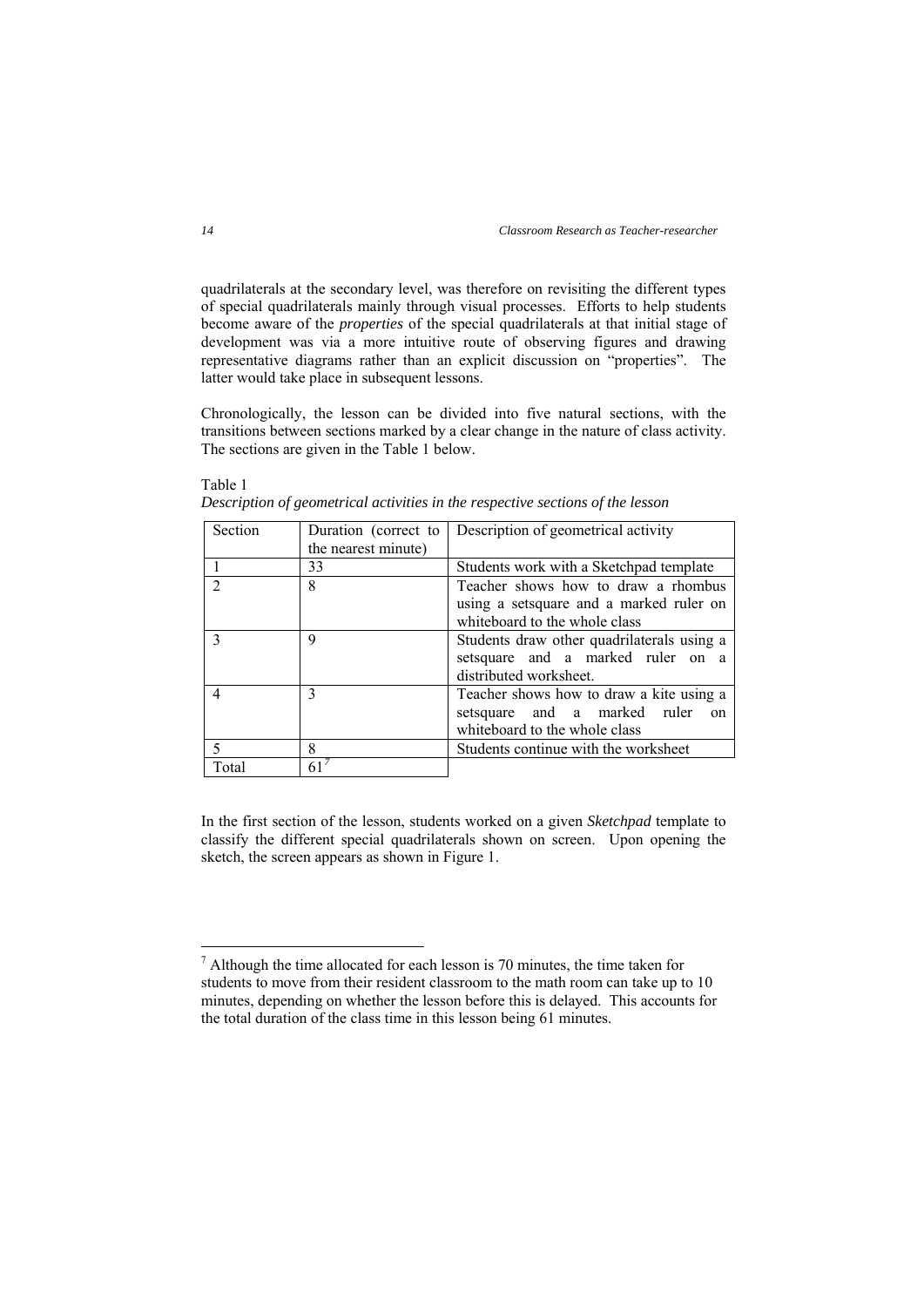quadrilaterals at the secondary level, was therefore on revisiting the different types of special quadrilaterals mainly through visual processes. Efforts to help students become aware of the *properties* of the special quadrilaterals at that initial stage of development was via a more intuitive route of observing figures and drawing representative diagrams rather than an explicit discussion on "properties". The latter would take place in subsequent lessons.

Chronologically, the lesson can be divided into five natural sections, with the transitions between sections marked by a clear change in the nature of class activity. The sections are given in the Table 1 below.

Table 1
*Description of geometrical activities in the respective sections of the lesson*

| Section | Duration (correct to the nearest minute) | Description of geometrical activity |
|---|---|---|
| 1 | 33 | Students work with a Sketchpad template |
| 2 | 8 | Teacher shows how to draw a rhombus using a setsquare and a marked ruler on whiteboard to the whole class |
| 3 | 9 | Students draw other quadrilaterals using a setsquare and a marked ruler on a distributed worksheet. |
| 4 | 3 | Teacher shows how to draw a kite using a setsquare and a marked ruler on whiteboard to the whole class |
| 5 | 8 | Students continue with the worksheet |
| Total | 61[7] | |

In the first section of the lesson, students worked on a given *Sketchpad* template to classify the different special quadrilaterals shown on screen. Upon opening the sketch, the screen appears as shown in Figure 1.

[7] Although the time allocated for each lesson is 70 minutes, the time taken for students to move from their resident classroom to the math room can take up to 10 minutes, depending on whether the lesson before this is delayed. This accounts for the total duration of the class time in this lesson being 61 minutes.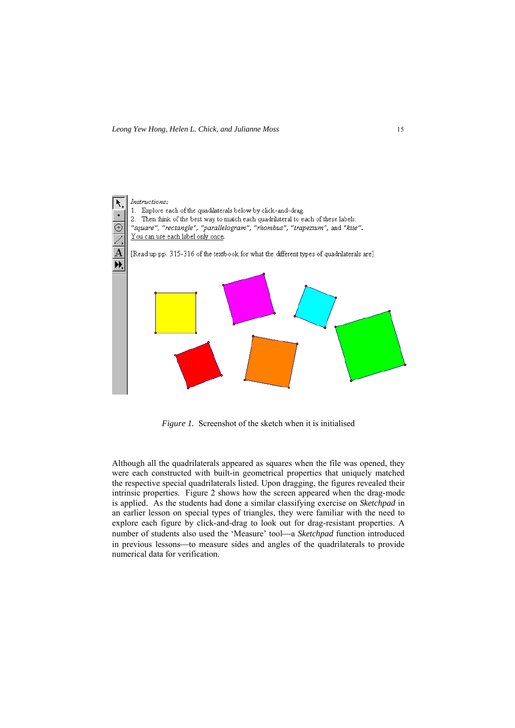Instructions:

1. Explore each of the quadrilaterals below by click-and-drag.
2. Then think of the best way to match each quadrilateral to each of these labels: "square", "rectangle", "parallelogram", "rhombus", "trapezium", and "kite".

You can use each label only once.

[Read up pp. 315-316 of the textbook for what the different types of quadrilaterals are]

*Figure 1.* Screenshot of the sketch when it is initialised

Although all the quadrilaterals appeared as squares when the file was opened, they were each constructed with built-in geometrical properties that uniquely matched the respective special quadrilaterals listed. Upon dragging, the figures revealed their intrinsic properties. Figure 2 shows how the screen appeared when the drag-mode is applied. As the students had done a similar classifying exercise on *Sketchpad* in an earlier lesson on special types of triangles, they were familiar with the need to explore each figure by click-and-drag to look out for drag-resistant properties. A number of students also used the 'Measure' tool—a *Sketchpad* function introduced in previous lessons—to measure sides and angles of the quadrilaterals to provide numerical data for verification.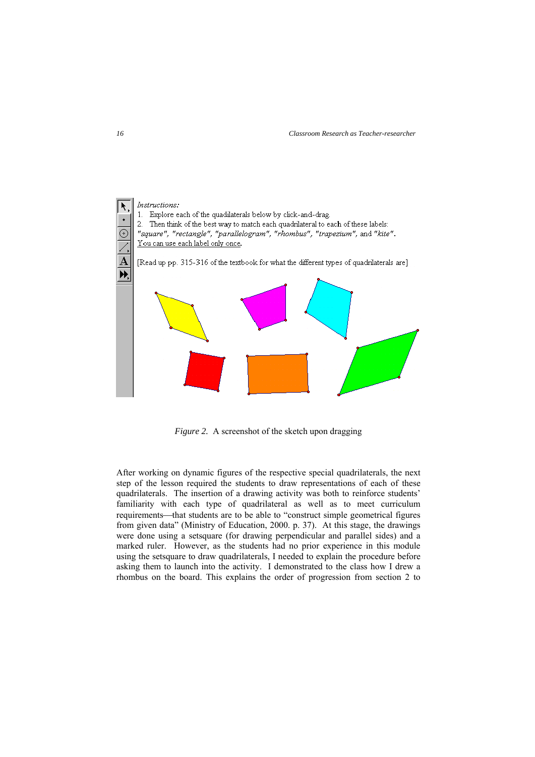Instructions:

1. Explore each of the quadilaterals below by click-and-drag.
2. Then think of the best way to match each quadrilateral to each of these labels: *"square", "rectangle", "parallelogram", "rhombus", "trapezium",* and *"kite"*. You can use each label only once.

[Read up pp. 315-316 of the textbook for what the different types of quadrilaterals are]

*Figure 2.* A screenshot of the sketch upon dragging

After working on dynamic figures of the respective special quadrilaterals, the next step of the lesson required the students to draw representations of each of these quadrilaterals. The insertion of a drawing activity was both to reinforce students' familiarity with each type of quadrilateral as well as to meet curriculum requirements—that students are to be able to "construct simple geometrical figures from given data" (Ministry of Education, 2000. p. 37). At this stage, the drawings were done using a setsquare (for drawing perpendicular and parallel sides) and a marked ruler. However, as the students had no prior experience in this module using the setsquare to draw quadrilaterals, I needed to explain the procedure before asking them to launch into the activity. I demonstrated to the class how I drew a rhombus on the board. This explains the order of progression from section 2 to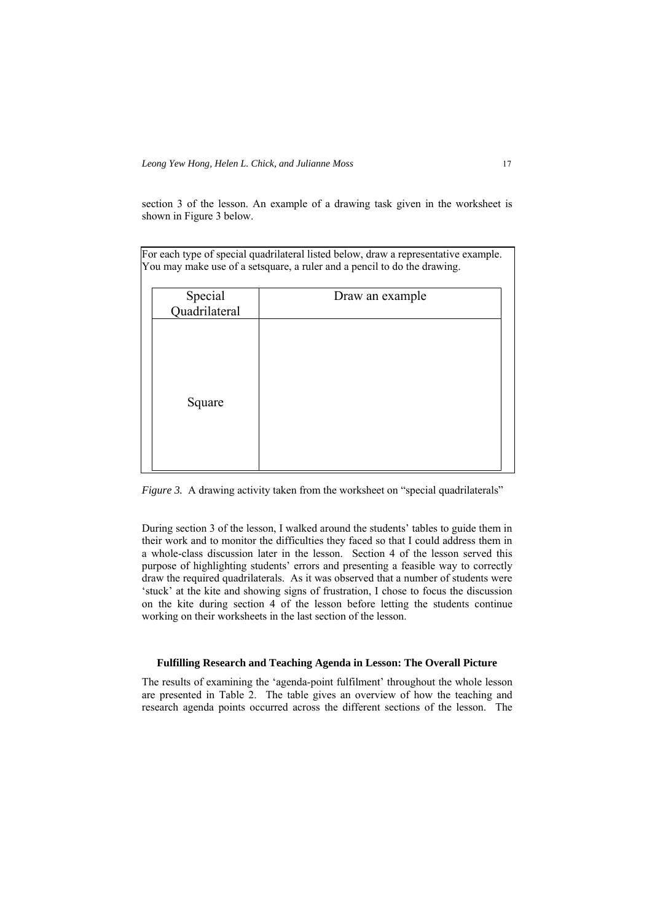section 3 of the lesson. An example of a drawing task given in the worksheet is shown in Figure 3 below.

For each type of special quadrilateral listed below, draw a representative example. You may make use of a setsquare, a ruler and a pencil to do the drawing.

| Special Quadrilateral | Draw an example |
| --- | --- |
| Square | |

*Figure 3.* A drawing activity taken from the worksheet on "special quadrilaterals"

During section 3 of the lesson, I walked around the students' tables to guide them in their work and to monitor the difficulties they faced so that I could address them in a whole-class discussion later in the lesson. Section 4 of the lesson served this purpose of highlighting students' errors and presenting a feasible way to correctly draw the required quadrilaterals. As it was observed that a number of students were 'stuck' at the kite and showing signs of frustration, I chose to focus the discussion on the kite during section 4 of the lesson before letting the students continue working on their worksheets in the last section of the lesson.

### Fulfilling Research and Teaching Agenda in Lesson: The Overall Picture

The results of examining the 'agenda-point fulfilment' throughout the whole lesson are presented in Table 2. The table gives an overview of how the teaching and research agenda points occurred across the different sections of the lesson. The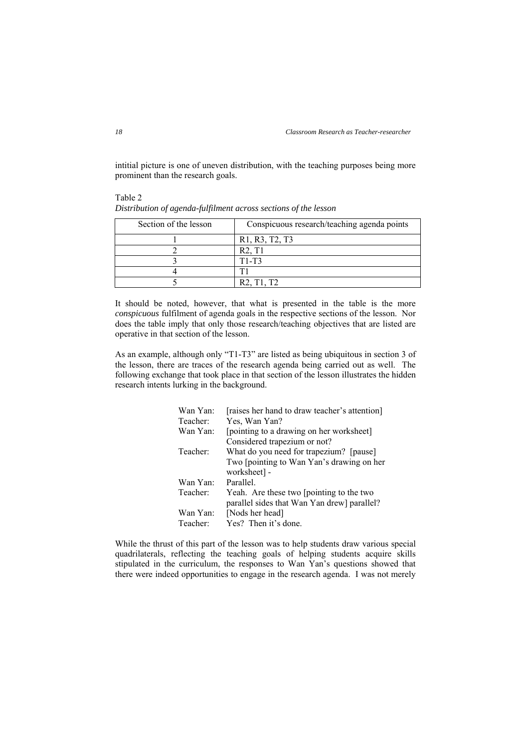intitial picture is one of uneven distribution, with the teaching purposes being more prominent than the research goals.

Table 2
*Distribution of agenda-fulfilment across sections of the lesson*

| Section of the lesson | Conspicuous research/teaching agenda points |
|---|---|
| 1 | R1, R3, T2, T3 |
| 2 | R2, T1 |
| 3 | T1-T3 |
| 4 | T1 |
| 5 | R2, T1, T2 |

It should be noted, however, that what is presented in the table is the more *conspicuous* fulfilment of agenda goals in the respective sections of the lesson. Nor does the table imply that only those research/teaching objectives that are listed are operative in that section of the lesson.

As an example, although only "T1-T3" are listed as being ubiquitous in section 3 of the lesson, there are traces of the research agenda being carried out as well. The following exchange that took place in that section of the lesson illustrates the hidden research intents lurking in the background.

> Wan Yan: [raises her hand to draw teacher's attention]
> Teacher: Yes, Wan Yan?
> Wan Yan: [pointing to a drawing on her worksheet] Considered trapezium or not?
> Teacher: What do you need for trapezium? [pause] Two [pointing to Wan Yan's drawing on her worksheet] -
> Wan Yan: Parallel.
> Teacher: Yeah. Are these two [pointing to the two parallel sides that Wan Yan drew] parallel?
> Wan Yan: [Nods her head]
> Teacher: Yes? Then it's done.

While the thrust of this part of the lesson was to help students draw various special quadrilaterals, reflecting the teaching goals of helping students acquire skills stipulated in the curriculum, the responses to Wan Yan's questions showed that there were indeed opportunities to engage in the research agenda. I was not merely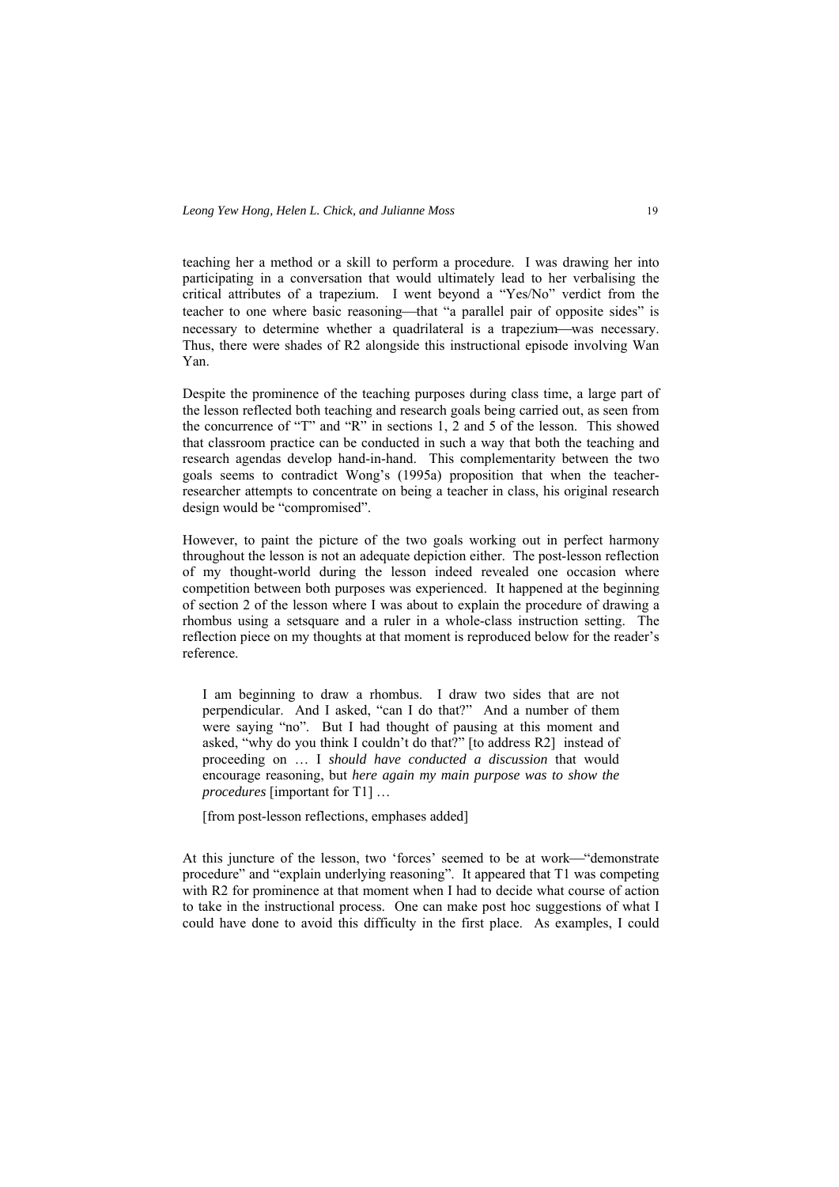teaching her a method or a skill to perform a procedure. I was drawing her into participating in a conversation that would ultimately lead to her verbalising the critical attributes of a trapezium. I went beyond a "Yes/No" verdict from the teacher to one where basic reasoning—that "a parallel pair of opposite sides" is necessary to determine whether a quadrilateral is a trapezium—was necessary. Thus, there were shades of R2 alongside this instructional episode involving Wan Yan.

Despite the prominence of the teaching purposes during class time, a large part of the lesson reflected both teaching and research goals being carried out, as seen from the concurrence of "T" and "R" in sections 1, 2 and 5 of the lesson. This showed that classroom practice can be conducted in such a way that both the teaching and research agendas develop hand-in-hand. This complementarity between the two goals seems to contradict Wong's (1995a) proposition that when the teacher-researcher attempts to concentrate on being a teacher in class, his original research design would be "compromised".

However, to paint the picture of the two goals working out in perfect harmony throughout the lesson is not an adequate depiction either. The post-lesson reflection of my thought-world during the lesson indeed revealed one occasion where competition between both purposes was experienced. It happened at the beginning of section 2 of the lesson where I was about to explain the procedure of drawing a rhombus using a setsquare and a ruler in a whole-class instruction setting. The reflection piece on my thoughts at that moment is reproduced below for the reader's reference.

> I am beginning to draw a rhombus. I draw two sides that are not perpendicular. And I asked, "can I do that?" And a number of them were saying "no". But I had thought of pausing at this moment and asked, "why do you think I couldn't do that?" [to address R2] instead of proceeding on … I *should have conducted a discussion* that would encourage reasoning, but *here again my main purpose was to show the procedures* [important for T1] …
>
> [from post-lesson reflections, emphases added]

At this juncture of the lesson, two 'forces' seemed to be at work—"demonstrate procedure" and "explain underlying reasoning". It appeared that T1 was competing with R2 for prominence at that moment when I had to decide what course of action to take in the instructional process. One can make post hoc suggestions of what I could have done to avoid this difficulty in the first place. As examples, I could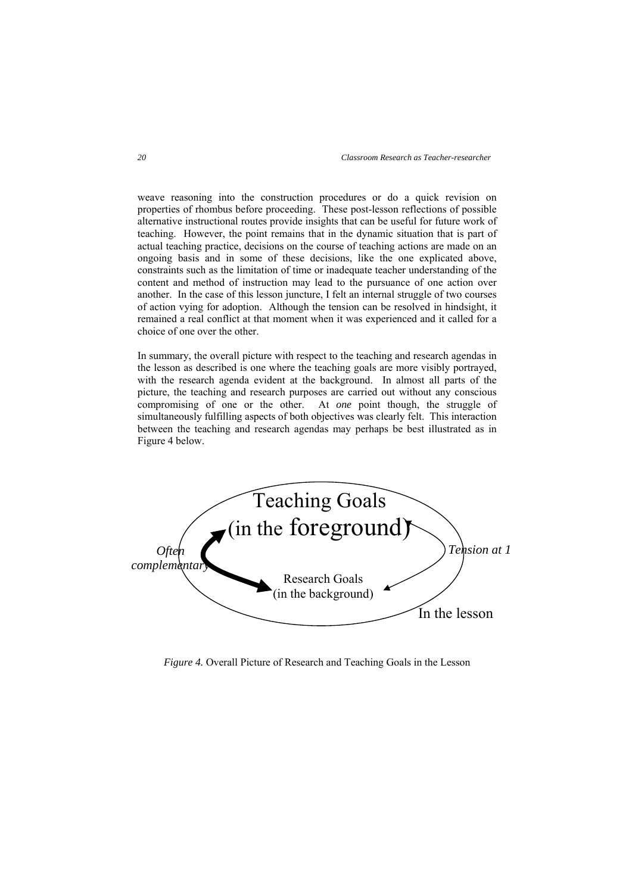weave reasoning into the construction procedures or do a quick revision on properties of rhombus before proceeding. These post-lesson reflections of possible alternative instructional routes provide insights that can be useful for future work of teaching. However, the point remains that in the dynamic situation that is part of actual teaching practice, decisions on the course of teaching actions are made on an ongoing basis and in some of these decisions, like the one explicated above, constraints such as the limitation of time or inadequate teacher understanding of the content and method of instruction may lead to the pursuance of one action over another. In the case of this lesson juncture, I felt an internal struggle of two courses of action vying for adoption. Although the tension can be resolved in hindsight, it remained a real conflict at that moment when it was experienced and it called for a choice of one over the other.

In summary, the overall picture with respect to the teaching and research agendas in the lesson as described is one where the teaching goals are more visibly portrayed, with the research agenda evident at the background. In almost all parts of the picture, the teaching and research purposes are carried out without any conscious compromising of one or the other. At *one* point though, the struggle of simultaneously fulfilling aspects of both objectives was clearly felt. This interaction between the teaching and research agendas may perhaps be best illustrated as in Figure 4 below.

Teaching Goals (in the foreground)

*Often complementary*

*Tension at 1*

Research Goals (in the background)

In the lesson

*Figure 4.* Overall Picture of Research and Teaching Goals in the Lesson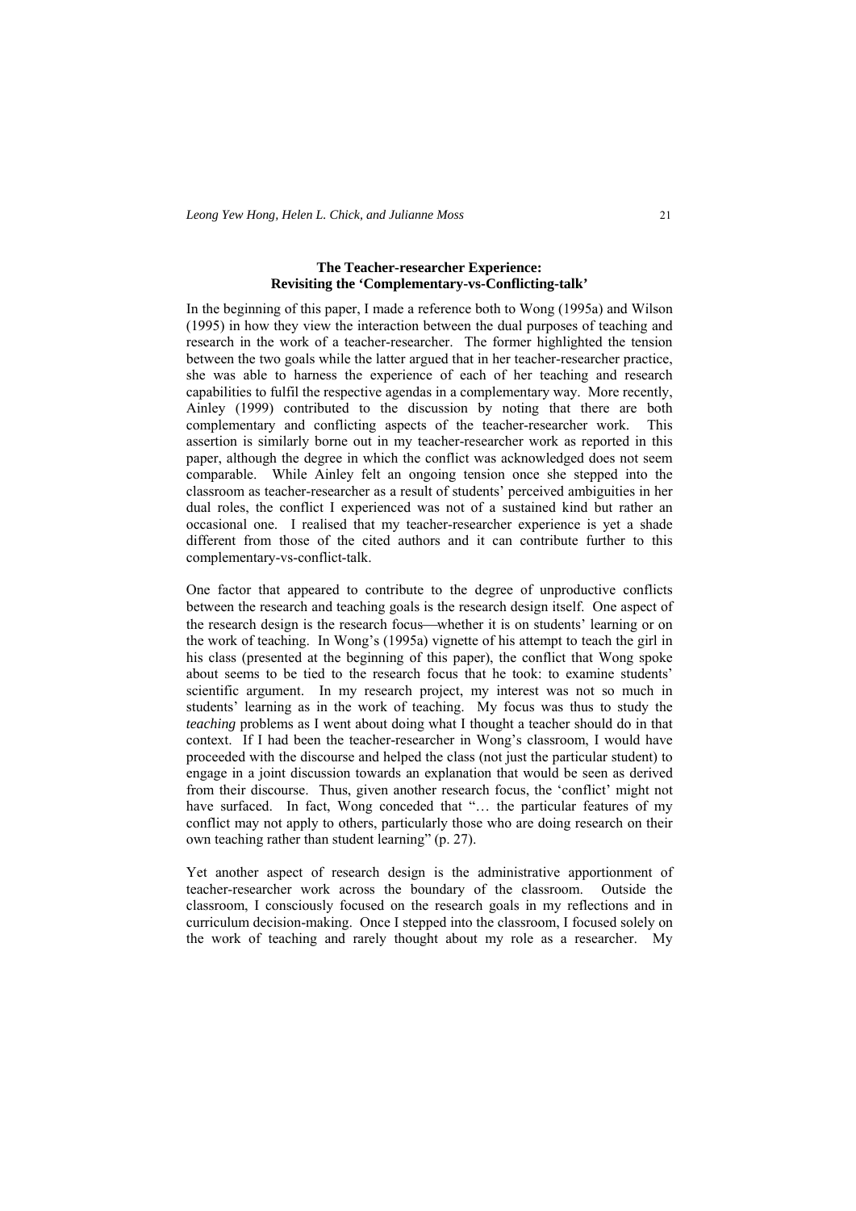## The Teacher-researcher Experience: Revisiting the 'Complementary-vs-Conflicting-talk'

In the beginning of this paper, I made a reference both to Wong (1995a) and Wilson (1995) in how they view the interaction between the dual purposes of teaching and research in the work of a teacher-researcher. The former highlighted the tension between the two goals while the latter argued that in her teacher-researcher practice, she was able to harness the experience of each of her teaching and research capabilities to fulfil the respective agendas in a complementary way. More recently, Ainley (1999) contributed to the discussion by noting that there are both complementary and conflicting aspects of the teacher-researcher work. This assertion is similarly borne out in my teacher-researcher work as reported in this paper, although the degree in which the conflict was acknowledged does not seem comparable. While Ainley felt an ongoing tension once she stepped into the classroom as teacher-researcher as a result of students' perceived ambiguities in her dual roles, the conflict I experienced was not of a sustained kind but rather an occasional one. I realised that my teacher-researcher experience is yet a shade different from those of the cited authors and it can contribute further to this complementary-vs-conflict-talk.

One factor that appeared to contribute to the degree of unproductive conflicts between the research and teaching goals is the research design itself. One aspect of the research design is the research focus—whether it is on students' learning or on the work of teaching. In Wong's (1995a) vignette of his attempt to teach the girl in his class (presented at the beginning of this paper), the conflict that Wong spoke about seems to be tied to the research focus that he took: to examine students' scientific argument. In my research project, my interest was not so much in students' learning as in the work of teaching. My focus was thus to study the *teaching* problems as I went about doing what I thought a teacher should do in that context. If I had been the teacher-researcher in Wong's classroom, I would have proceeded with the discourse and helped the class (not just the particular student) to engage in a joint discussion towards an explanation that would be seen as derived from their discourse. Thus, given another research focus, the 'conflict' might not have surfaced. In fact, Wong conceded that "… the particular features of my conflict may not apply to others, particularly those who are doing research on their own teaching rather than student learning" (p. 27).

Yet another aspect of research design is the administrative apportionment of teacher-researcher work across the boundary of the classroom. Outside the classroom, I consciously focused on the research goals in my reflections and in curriculum decision-making. Once I stepped into the classroom, I focused solely on the work of teaching and rarely thought about my role as a researcher. My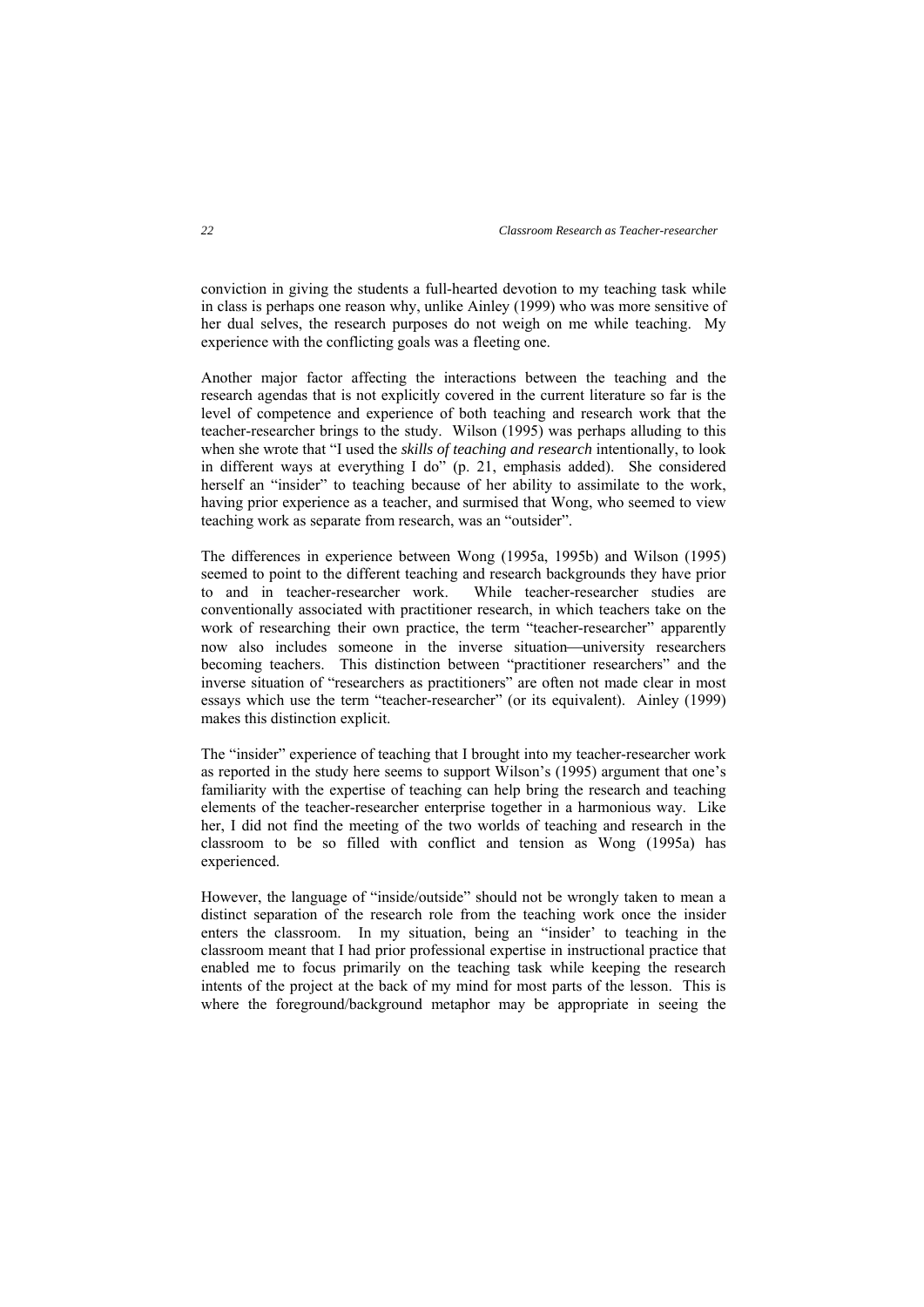conviction in giving the students a full-hearted devotion to my teaching task while in class is perhaps one reason why, unlike Ainley (1999) who was more sensitive of her dual selves, the research purposes do not weigh on me while teaching. My experience with the conflicting goals was a fleeting one.

Another major factor affecting the interactions between the teaching and the research agendas that is not explicitly covered in the current literature so far is the level of competence and experience of both teaching and research work that the teacher-researcher brings to the study. Wilson (1995) was perhaps alluding to this when she wrote that "I used the *skills of teaching and research* intentionally, to look in different ways at everything I do" (p. 21, emphasis added). She considered herself an "insider" to teaching because of her ability to assimilate to the work, having prior experience as a teacher, and surmised that Wong, who seemed to view teaching work as separate from research, was an "outsider".

The differences in experience between Wong (1995a, 1995b) and Wilson (1995) seemed to point to the different teaching and research backgrounds they have prior to and in teacher-researcher work. While teacher-researcher studies are conventionally associated with practitioner research, in which teachers take on the work of researching their own practice, the term "teacher-researcher" apparently now also includes someone in the inverse situation—university researchers becoming teachers. This distinction between "practitioner researchers" and the inverse situation of "researchers as practitioners" are often not made clear in most essays which use the term "teacher-researcher" (or its equivalent). Ainley (1999) makes this distinction explicit.

The "insider" experience of teaching that I brought into my teacher-researcher work as reported in the study here seems to support Wilson's (1995) argument that one's familiarity with the expertise of teaching can help bring the research and teaching elements of the teacher-researcher enterprise together in a harmonious way. Like her, I did not find the meeting of the two worlds of teaching and research in the classroom to be so filled with conflict and tension as Wong (1995a) has experienced.

However, the language of "inside/outside" should not be wrongly taken to mean a distinct separation of the research role from the teaching work once the insider enters the classroom. In my situation, being an "insider' to teaching in the classroom meant that I had prior professional expertise in instructional practice that enabled me to focus primarily on the teaching task while keeping the research intents of the project at the back of my mind for most parts of the lesson. This is where the foreground/background metaphor may be appropriate in seeing the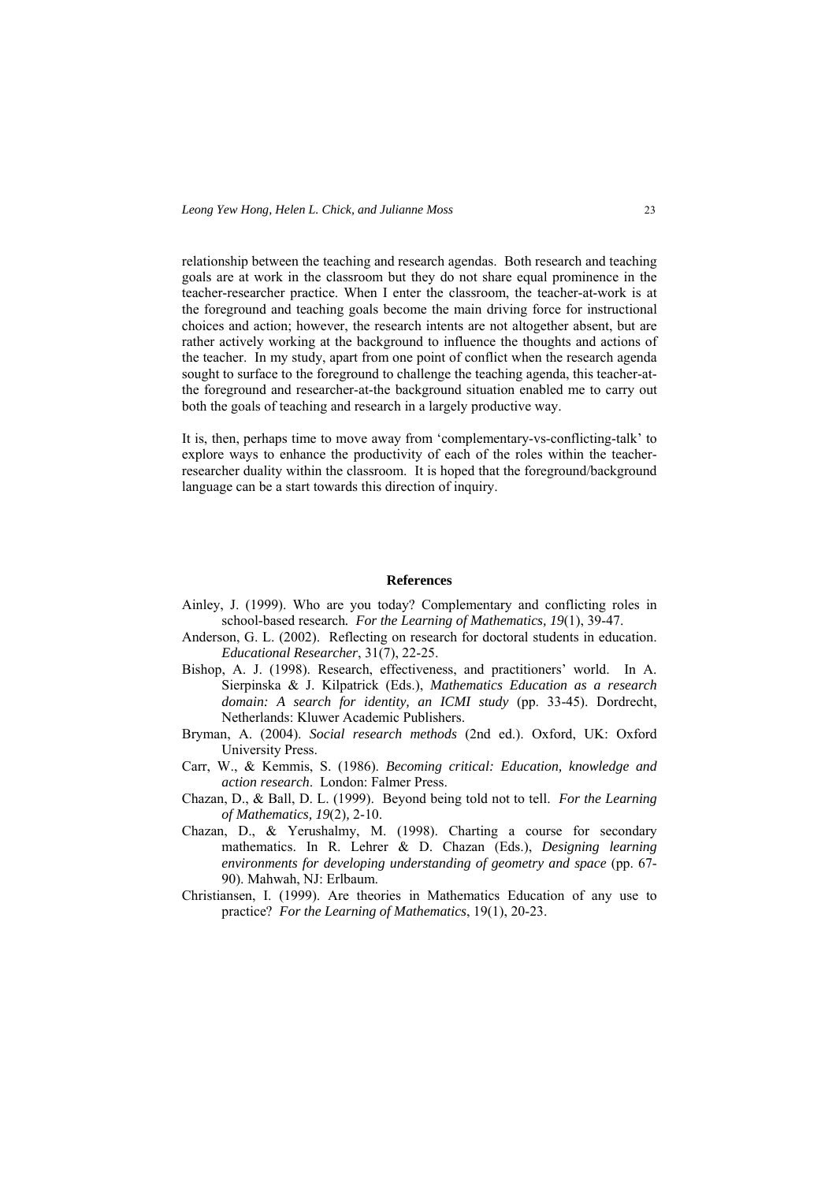relationship between the teaching and research agendas. Both research and teaching goals are at work in the classroom but they do not share equal prominence in the teacher-researcher practice. When I enter the classroom, the teacher-at-work is at the foreground and teaching goals become the main driving force for instructional choices and action; however, the research intents are not altogether absent, but are rather actively working at the background to influence the thoughts and actions of the teacher. In my study, apart from one point of conflict when the research agenda sought to surface to the foreground to challenge the teaching agenda, this teacher-at-the foreground and researcher-at-the background situation enabled me to carry out both the goals of teaching and research in a largely productive way.

It is, then, perhaps time to move away from 'complementary-vs-conflicting-talk' to explore ways to enhance the productivity of each of the roles within the teacher-researcher duality within the classroom. It is hoped that the foreground/background language can be a start towards this direction of inquiry.

## References

Ainley, J. (1999). Who are you today? Complementary and conflicting roles in school-based research. *For the Learning of Mathematics, 19*(1), 39-47.

Anderson, G. L. (2002). Reflecting on research for doctoral students in education. *Educational Researcher*, 31(7), 22-25.

Bishop, A. J. (1998). Research, effectiveness, and practitioners' world. In A. Sierpinska & J. Kilpatrick (Eds.), *Mathematics Education as a research domain: A search for identity, an ICMI study* (pp. 33-45). Dordrecht, Netherlands: Kluwer Academic Publishers.

Bryman, A. (2004). *Social research methods* (2nd ed.). Oxford, UK: Oxford University Press.

Carr, W., & Kemmis, S. (1986). *Becoming critical: Education, knowledge and action research*. London: Falmer Press.

Chazan, D., & Ball, D. L. (1999). Beyond being told not to tell. *For the Learning of Mathematics, 19*(2), 2-10.

Chazan, D., & Yerushalmy, M. (1998). Charting a course for secondary mathematics. In R. Lehrer & D. Chazan (Eds.), *Designing learning environments for developing understanding of geometry and space* (pp. 67-90). Mahwah, NJ: Erlbaum.

Christiansen, I. (1999). Are theories in Mathematics Education of any use to practice? *For the Learning of Mathematics*, 19(1), 20-23.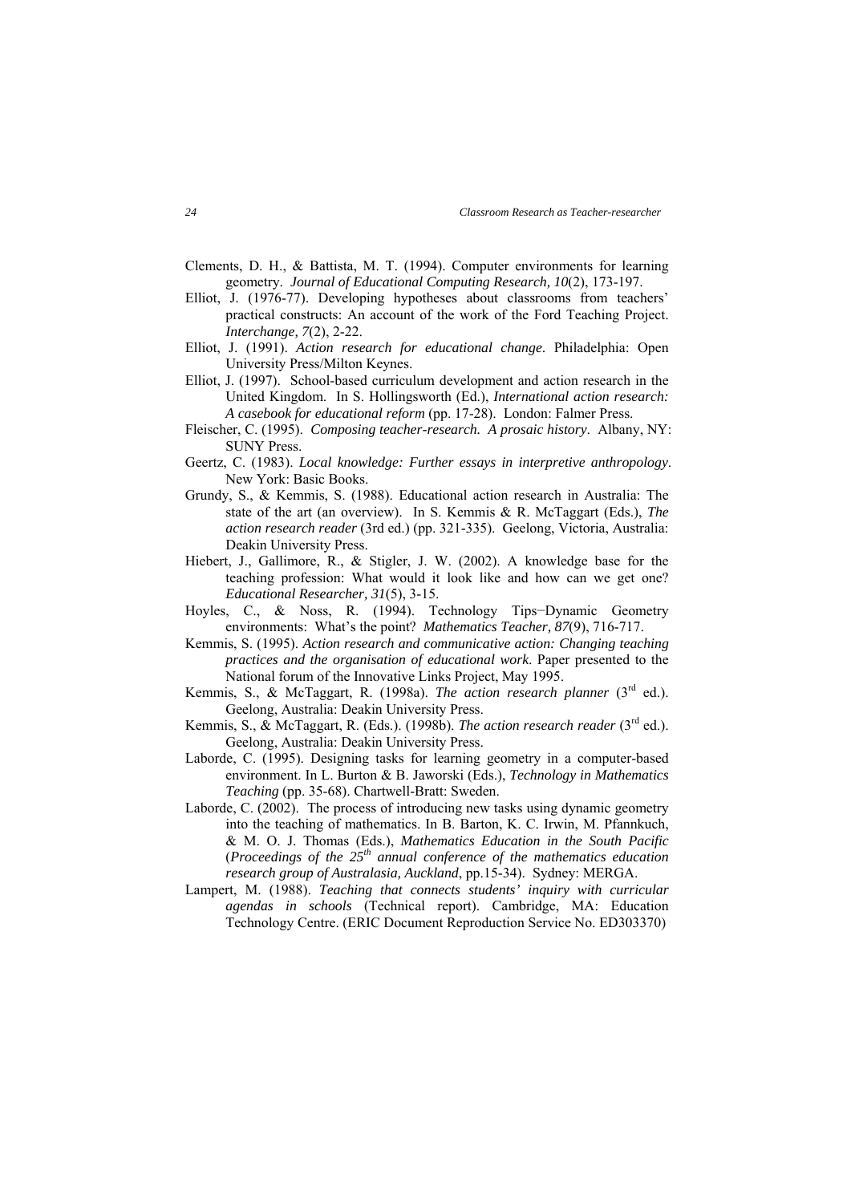Clements, D. H., & Battista, M. T. (1994). Computer environments for learning geometry. *Journal of Educational Computing Research, 10*(2), 173-197.

Elliot, J. (1976-77). Developing hypotheses about classrooms from teachers' practical constructs: An account of the work of the Ford Teaching Project. *Interchange, 7*(2), 2-22.

Elliot, J. (1991). *Action research for educational change*. Philadelphia: Open University Press/Milton Keynes.

Elliot, J. (1997). School-based curriculum development and action research in the United Kingdom. In S. Hollingsworth (Ed.), *International action research: A casebook for educational reform* (pp. 17-28). London: Falmer Press.

Fleischer, C. (1995). *Composing teacher-research. A prosaic history*. Albany, NY: SUNY Press.

Geertz, C. (1983). *Local knowledge: Further essays in interpretive anthropology*. New York: Basic Books.

Grundy, S., & Kemmis, S. (1988). Educational action research in Australia: The state of the art (an overview). In S. Kemmis & R. McTaggart (Eds.), *The action research reader* (3rd ed.) (pp. 321-335). Geelong, Victoria, Australia: Deakin University Press.

Hiebert, J., Gallimore, R., & Stigler, J. W. (2002). A knowledge base for the teaching profession: What would it look like and how can we get one? *Educational Researcher, 31*(5), 3-15.

Hoyles, C., & Noss, R. (1994). Technology Tips−Dynamic Geometry environments: What's the point? *Mathematics Teacher, 87*(9), 716-717.

Kemmis, S. (1995). *Action research and communicative action: Changing teaching practices and the organisation of educational work*. Paper presented to the National forum of the Innovative Links Project, May 1995.

Kemmis, S., & McTaggart, R. (1998a). *The action research planner* (3rd ed.). Geelong, Australia: Deakin University Press.

Kemmis, S., & McTaggart, R. (Eds.). (1998b). *The action research reader* (3rd ed.). Geelong, Australia: Deakin University Press.

Laborde, C. (1995). Designing tasks for learning geometry in a computer-based environment. In L. Burton & B. Jaworski (Eds.), *Technology in Mathematics Teaching* (pp. 35-68). Chartwell-Bratt: Sweden.

Laborde, C. (2002). The process of introducing new tasks using dynamic geometry into the teaching of mathematics. In B. Barton, K. C. Irwin, M. Pfannkuch, & M. O. J. Thomas (Eds.), *Mathematics Education in the South Pacific* (*Proceedings of the 25th annual conference of the mathematics education research group of Australasia, Auckland*, pp.15-34). Sydney: MERGA.

Lampert, M. (1988). *Teaching that connects students' inquiry with curricular agendas in schools* (Technical report). Cambridge, MA: Education Technology Centre. (ERIC Document Reproduction Service No. ED303370)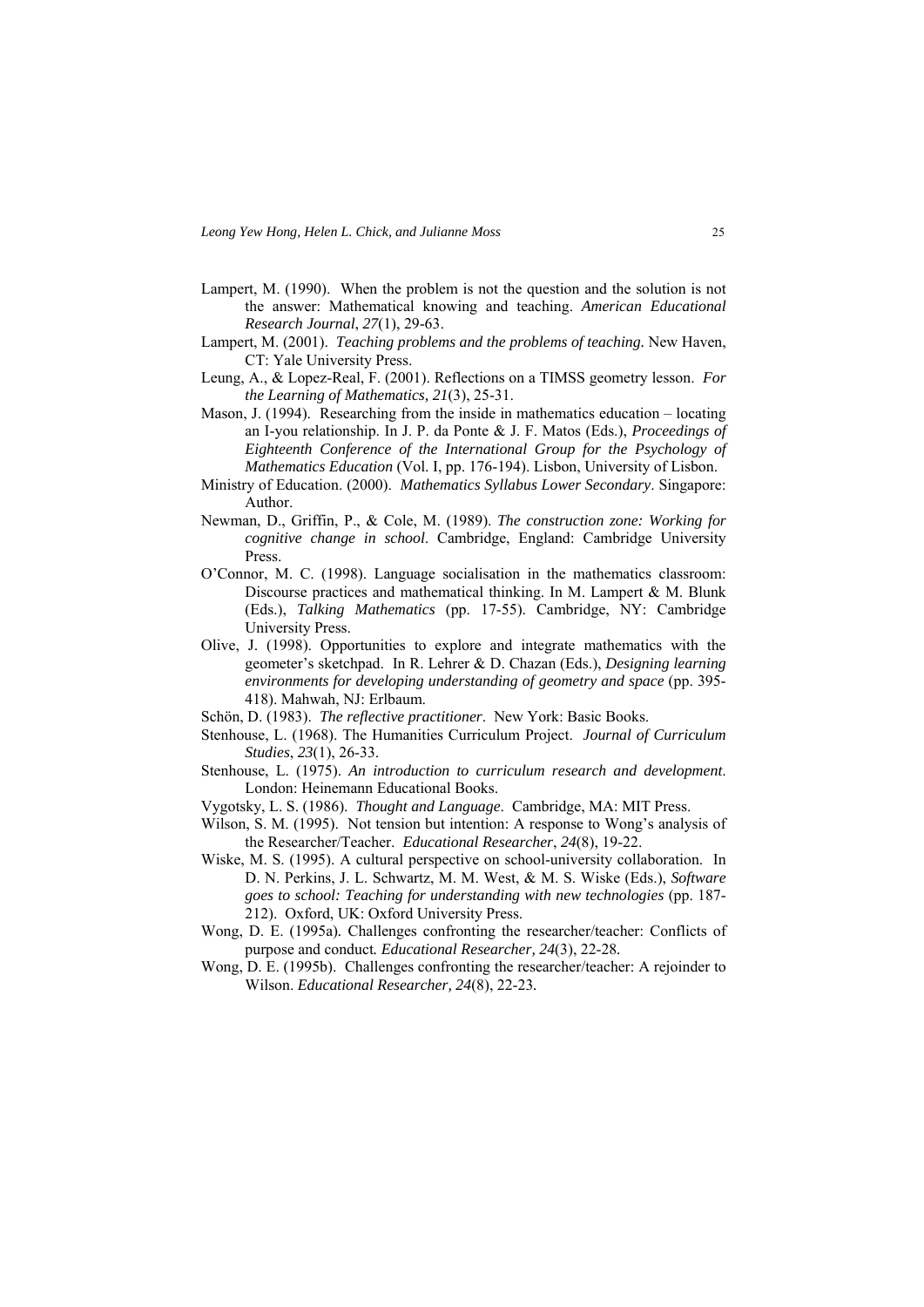Lampert, M. (1990). When the problem is not the question and the solution is not the answer: Mathematical knowing and teaching. *American Educational Research Journal*, *27*(1), 29-63.

Lampert, M. (2001). *Teaching problems and the problems of teaching*. New Haven, CT: Yale University Press.

Leung, A., & Lopez-Real, F. (2001). Reflections on a TIMSS geometry lesson. *For the Learning of Mathematics*, *21*(3), 25-31.

Mason, J. (1994). Researching from the inside in mathematics education – locating an I-you relationship. In J. P. da Ponte & J. F. Matos (Eds.), *Proceedings of Eighteenth Conference of the International Group for the Psychology of Mathematics Education* (Vol. I, pp. 176-194). Lisbon, University of Lisbon.

Ministry of Education. (2000). *Mathematics Syllabus Lower Secondary*. Singapore: Author.

Newman, D., Griffin, P., & Cole, M. (1989). *The construction zone: Working for cognitive change in school*. Cambridge, England: Cambridge University Press.

O'Connor, M. C. (1998). Language socialisation in the mathematics classroom: Discourse practices and mathematical thinking. In M. Lampert & M. Blunk (Eds.), *Talking Mathematics* (pp. 17-55). Cambridge, NY: Cambridge University Press.

Olive, J. (1998). Opportunities to explore and integrate mathematics with the geometer's sketchpad. In R. Lehrer & D. Chazan (Eds.), *Designing learning environments for developing understanding of geometry and space* (pp. 395-418). Mahwah, NJ: Erlbaum.

Schön, D. (1983). *The reflective practitioner*. New York: Basic Books.

Stenhouse, L. (1968). The Humanities Curriculum Project. *Journal of Curriculum Studies*, *23*(1), 26-33.

Stenhouse, L. (1975). *An introduction to curriculum research and development*. London: Heinemann Educational Books.

Vygotsky, L. S. (1986). *Thought and Language*. Cambridge, MA: MIT Press.

Wilson, S. M. (1995). Not tension but intention: A response to Wong's analysis of the Researcher/Teacher. *Educational Researcher*, *24*(8), 19-22.

Wiske, M. S. (1995). A cultural perspective on school-university collaboration. In D. N. Perkins, J. L. Schwartz, M. M. West, & M. S. Wiske (Eds.), *Software goes to school: Teaching for understanding with new technologies* (pp. 187-212). Oxford, UK: Oxford University Press.

Wong, D. E. (1995a). Challenges confronting the researcher/teacher: Conflicts of purpose and conduct. *Educational Researcher, 24*(3), 22-28.

Wong, D. E. (1995b). Challenges confronting the researcher/teacher: A rejoinder to Wilson. *Educational Researcher, 24*(8), 22-23.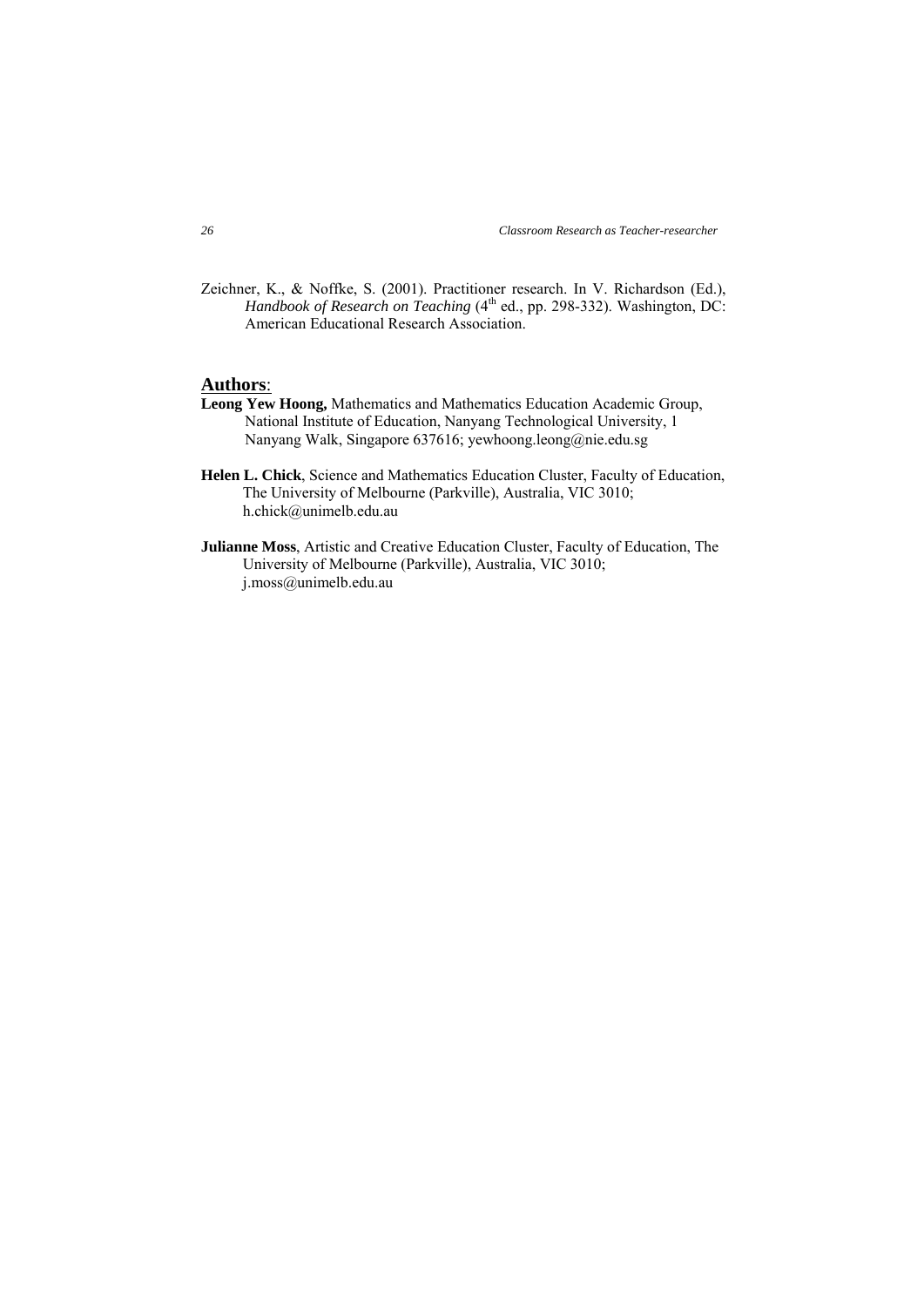Zeichner, K., & Noffke, S. (2001). Practitioner research. In V. Richardson (Ed.), *Handbook of Research on Teaching* (4th ed., pp. 298-332). Washington, DC: American Educational Research Association.

## Authors:

**Leong Yew Hoong,** Mathematics and Mathematics Education Academic Group, National Institute of Education, Nanyang Technological University, 1 Nanyang Walk, Singapore 637616; yewhoong.leong@nie.edu.sg

**Helen L. Chick**, Science and Mathematics Education Cluster, Faculty of Education, The University of Melbourne (Parkville), Australia, VIC 3010; h.chick@unimelb.edu.au

**Julianne Moss**, Artistic and Creative Education Cluster, Faculty of Education, The University of Melbourne (Parkville), Australia, VIC 3010; j.moss@unimelb.edu.au